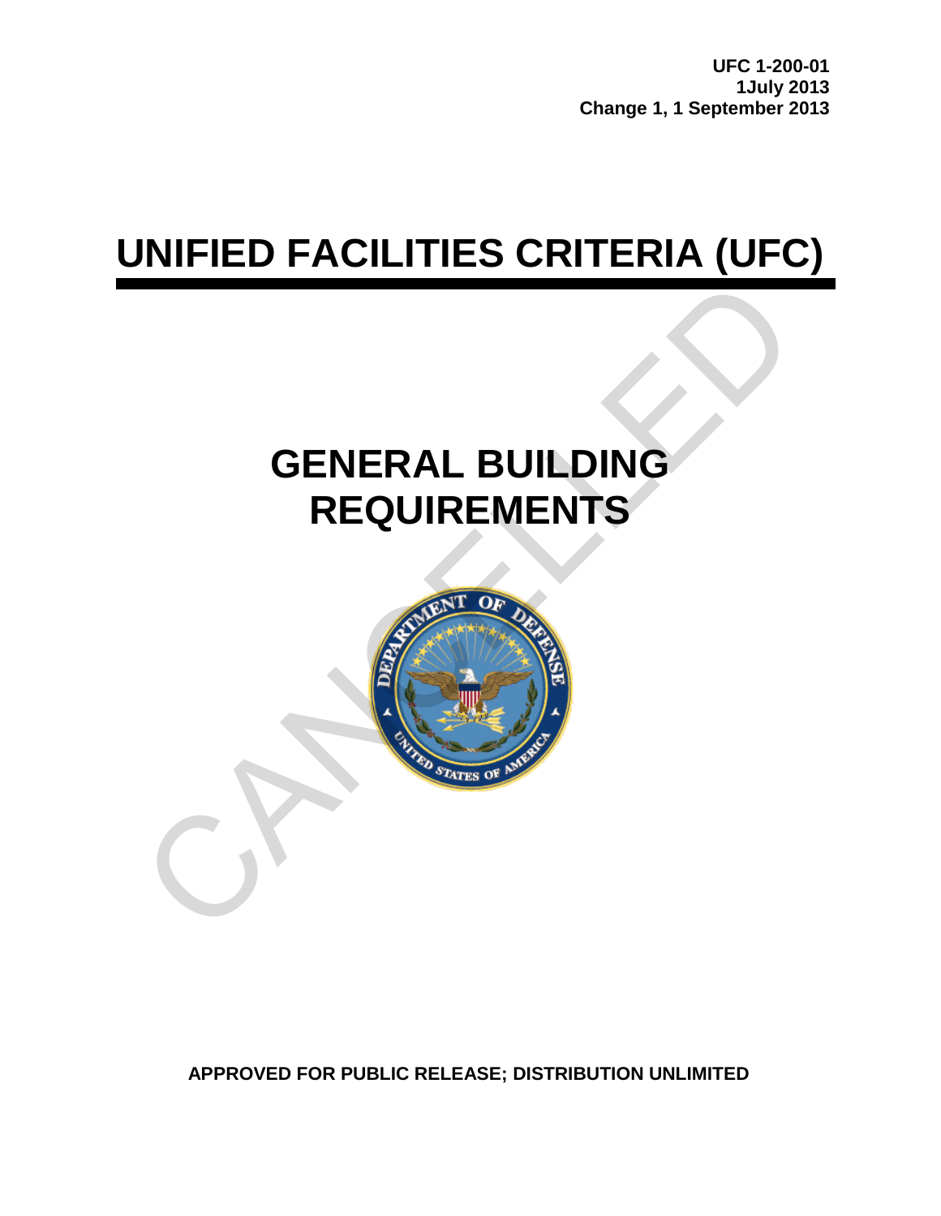**UFC 1-200-01**
**1July 2013**
**Change 1, 1 September 2013**

# UNIFIED FACILITIES CRITERIA (UFC)

# GENERAL BUILDING REQUIREMENTS

**APPROVED FOR PUBLIC RELEASE; DISTRIBUTION UNLIMITED**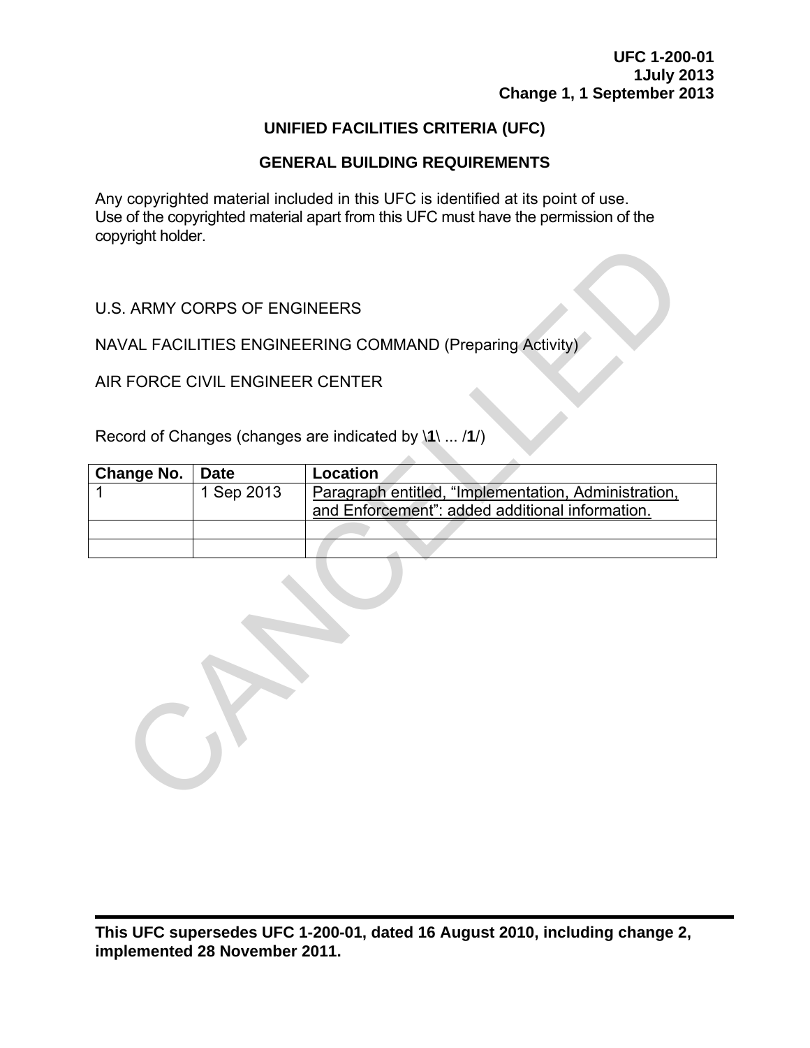**UFC 1-200-01**
**1July 2013**
**Change 1, 1 September 2013**

# UNIFIED FACILITIES CRITERIA (UFC)

## GENERAL BUILDING REQUIREMENTS

Any copyrighted material included in this UFC is identified at its point of use. Use of the copyrighted material apart from this UFC must have the permission of the copyright holder.

U.S. ARMY CORPS OF ENGINEERS

NAVAL FACILITIES ENGINEERING COMMAND (Preparing Activity)

AIR FORCE CIVIL ENGINEER CENTER

Record of Changes (changes are indicated by \**1**\ ... /**1**/)

| Change No. | Date | Location |
|---|---|---|
| 1 | 1 Sep 2013 | Paragraph entitled, "Implementation, Administration, and Enforcement": added additional information. |
| | | |
| | | |

CANCELLED

**This UFC supersedes UFC 1-200-01, dated 16 August 2010, including change 2, implemented 28 November 2011.**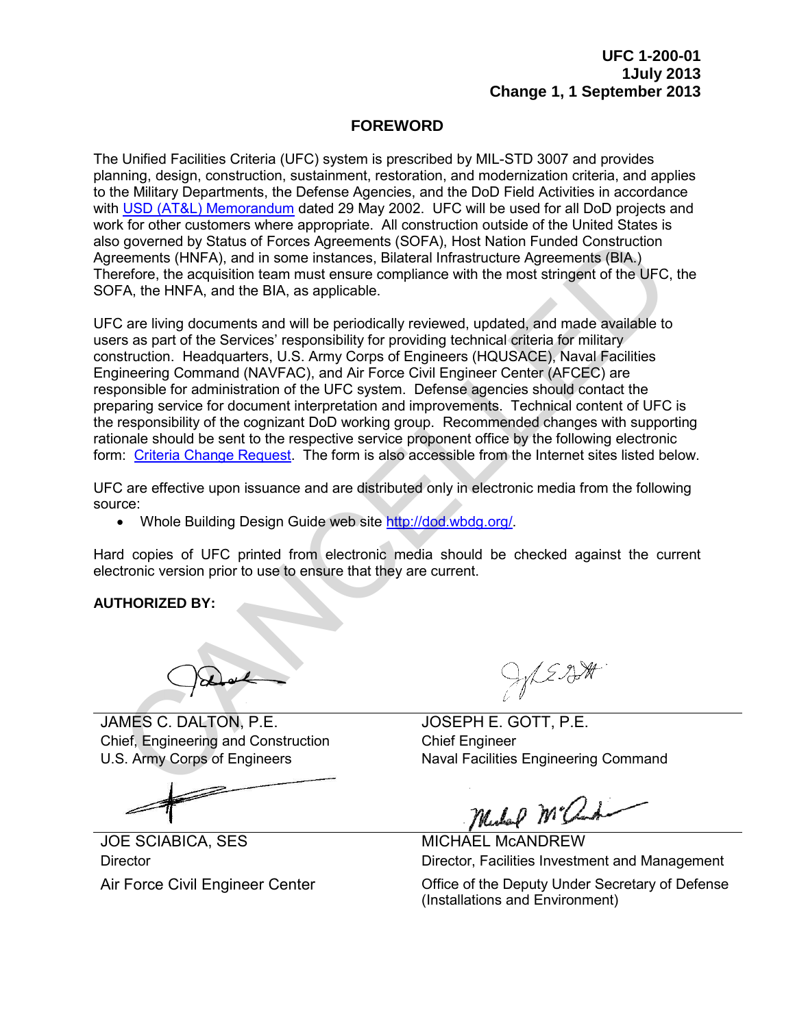UFC 1-200-01
1July 2013
Change 1, 1 September 2013

## FOREWORD

The Unified Facilities Criteria (UFC) system is prescribed by MIL-STD 3007 and provides planning, design, construction, sustainment, restoration, and modernization criteria, and applies to the Military Departments, the Defense Agencies, and the DoD Field Activities in accordance with USD (AT&L) Memorandum dated 29 May 2002. UFC will be used for all DoD projects and work for other customers where appropriate. All construction outside of the United States is also governed by Status of Forces Agreements (SOFA), Host Nation Funded Construction Agreements (HNFA), and in some instances, Bilateral Infrastructure Agreements (BIA.) Therefore, the acquisition team must ensure compliance with the most stringent of the UFC, the SOFA, the HNFA, and the BIA, as applicable.

UFC are living documents and will be periodically reviewed, updated, and made available to users as part of the Services' responsibility for providing technical criteria for military construction. Headquarters, U.S. Army Corps of Engineers (HQUSACE), Naval Facilities Engineering Command (NAVFAC), and Air Force Civil Engineer Center (AFCEC) are responsible for administration of the UFC system. Defense agencies should contact the preparing service for document interpretation and improvements. Technical content of UFC is the responsibility of the cognizant DoD working group. Recommended changes with supporting rationale should be sent to the respective service proponent office by the following electronic form: Criteria Change Request. The form is also accessible from the Internet sites listed below.

UFC are effective upon issuance and are distributed only in electronic media from the following source:

- Whole Building Design Guide web site http://dod.wbdg.org/.

Hard copies of UFC printed from electronic media should be checked against the current electronic version prior to use to ensure that they are current.

**AUTHORIZED BY:**

JAMES C. DALTON, P.E.
Chief, Engineering and Construction
U.S. Army Corps of Engineers

JOSEPH E. GOTT, P.E.
Chief Engineer
Naval Facilities Engineering Command

JOE SCIABICA, SES
Director
Air Force Civil Engineer Center

MICHAEL McANDREW
Director, Facilities Investment and Management
Office of the Deputy Under Secretary of Defense (Installations and Environment)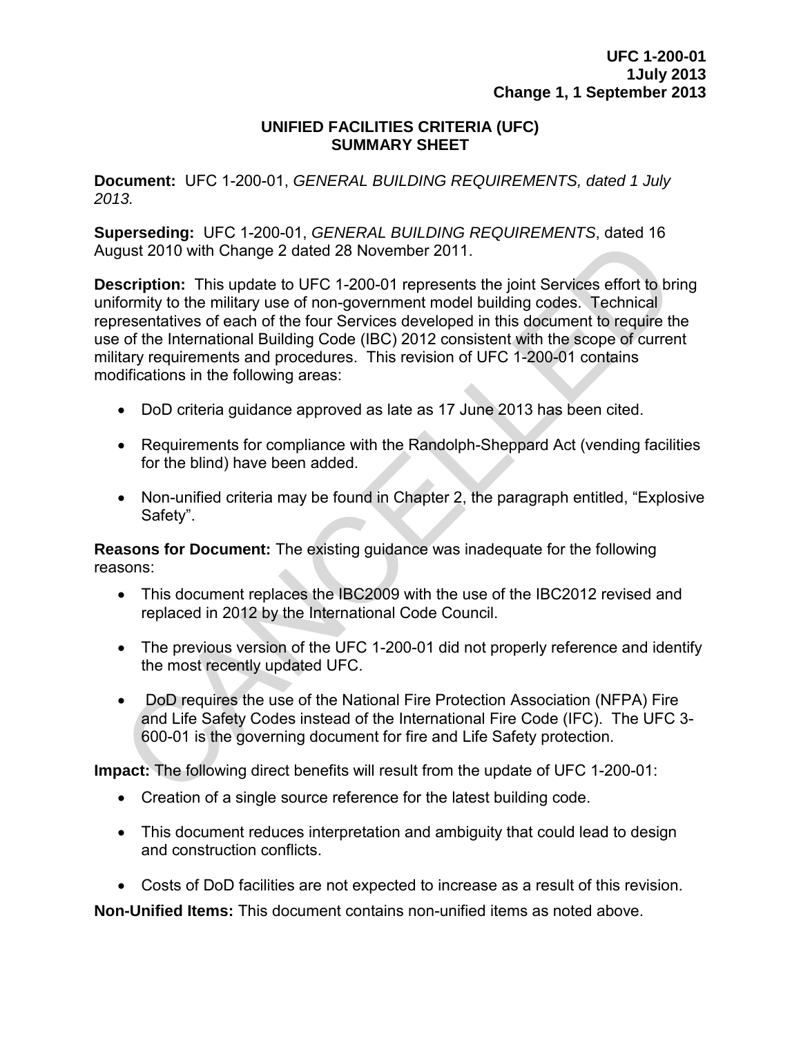UFC 1-200-01
1July 2013
Change 1, 1 September 2013

## UNIFIED FACILITIES CRITERIA (UFC)
## SUMMARY SHEET

**Document:** UFC 1-200-01, *GENERAL BUILDING REQUIREMENTS, dated 1 July 2013.*

**Superseding:** UFC 1-200-01, *GENERAL BUILDING REQUIREMENTS*, dated 16 August 2010 with Change 2 dated 28 November 2011.

**Description:** This update to UFC 1-200-01 represents the joint Services effort to bring uniformity to the military use of non-government model building codes. Technical representatives of each of the four Services developed in this document to require the use of the International Building Code (IBC) 2012 consistent with the scope of current military requirements and procedures. This revision of UFC 1-200-01 contains modifications in the following areas:

- DoD criteria guidance approved as late as 17 June 2013 has been cited.
- Requirements for compliance with the Randolph-Sheppard Act (vending facilities for the blind) have been added.
- Non-unified criteria may be found in Chapter 2, the paragraph entitled, "Explosive Safety".

**Reasons for Document:** The existing guidance was inadequate for the following reasons:

- This document replaces the IBC2009 with the use of the IBC2012 revised and replaced in 2012 by the International Code Council.
- The previous version of the UFC 1-200-01 did not properly reference and identify the most recently updated UFC.
- DoD requires the use of the National Fire Protection Association (NFPA) Fire and Life Safety Codes instead of the International Fire Code (IFC). The UFC 3-600-01 is the governing document for fire and Life Safety protection.

**Impact:** The following direct benefits will result from the update of UFC 1-200-01:

- Creation of a single source reference for the latest building code.
- This document reduces interpretation and ambiguity that could lead to design and construction conflicts.
- Costs of DoD facilities are not expected to increase as a result of this revision.

**Non-Unified Items:** This document contains non-unified items as noted above.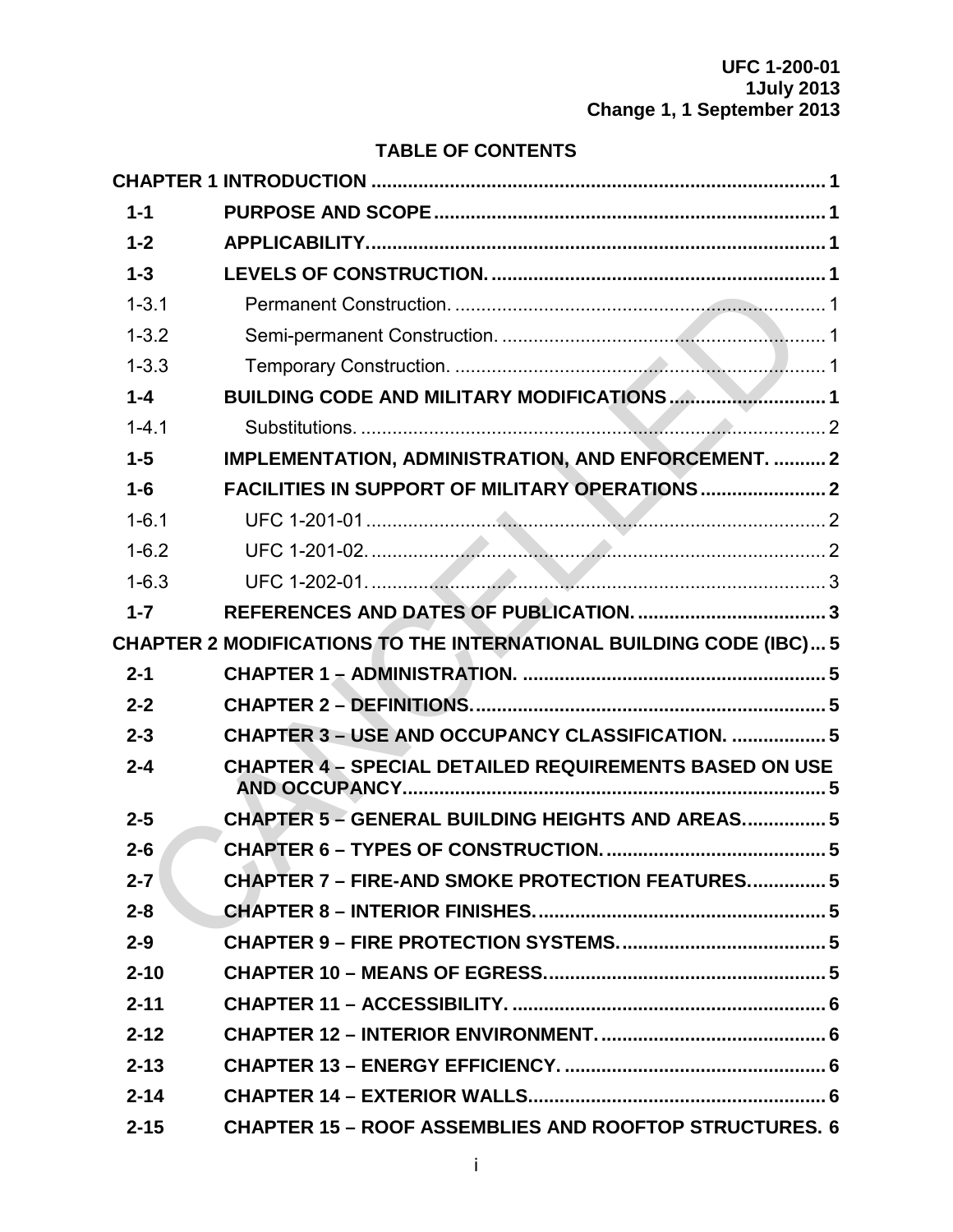UFC 1-200-01
1July 2013
Change 1, 1 September 2013

## TABLE OF CONTENTS

| | | |
|---|---|---|
| **CHAPTER 1 INTRODUCTION** | | **1** |
| **1-1** | **PURPOSE AND SCOPE** | **1** |
| **1-2** | **APPLICABILITY.** | **1** |
| **1-3** | **LEVELS OF CONSTRUCTION.** | **1** |
| 1-3.1 | Permanent Construction. | 1 |
| 1-3.2 | Semi-permanent Construction. | 1 |
| 1-3.3 | Temporary Construction. | 1 |
| **1-4** | **BUILDING CODE AND MILITARY MODIFICATIONS** | **1** |
| 1-4.1 | Substitutions. | 2 |
| **1-5** | **IMPLEMENTATION, ADMINISTRATION, AND ENFORCEMENT.** | **2** |
| **1-6** | **FACILITIES IN SUPPORT OF MILITARY OPERATIONS** | **2** |
| 1-6.1 | UFC 1-201-01 | 2 |
| 1-6.2 | UFC 1-201-02. | 2 |
| 1-6.3 | UFC 1-202-01. | 3 |
| **1-7** | **REFERENCES AND DATES OF PUBLICATION.** | **3** |
| **CHAPTER 2 MODIFICATIONS TO THE INTERNATIONAL BUILDING CODE (IBC)** | | **5** |
| **2-1** | **CHAPTER 1 – ADMINISTRATION.** | **5** |
| **2-2** | **CHAPTER 2 – DEFINITIONS.** | **5** |
| **2-3** | **CHAPTER 3 – USE AND OCCUPANCY CLASSIFICATION.** | **5** |
| **2-4** | **CHAPTER 4 – SPECIAL DETAILED REQUIREMENTS BASED ON USE AND OCCUPANCY** | **5** |
| **2-5** | **CHAPTER 5 – GENERAL BUILDING HEIGHTS AND AREAS.** | **5** |
| **2-6** | **CHAPTER 6 – TYPES OF CONSTRUCTION.** | **5** |
| **2-7** | **CHAPTER 7 – FIRE-AND SMOKE PROTECTION FEATURES.** | **5** |
| **2-8** | **CHAPTER 8 – INTERIOR FINISHES.** | **5** |
| **2-9** | **CHAPTER 9 – FIRE PROTECTION SYSTEMS.** | **5** |
| **2-10** | **CHAPTER 10 – MEANS OF EGRESS.** | **5** |
| **2-11** | **CHAPTER 11 – ACCESSIBILITY.** | **6** |
| **2-12** | **CHAPTER 12 – INTERIOR ENVIRONMENT.** | **6** |
| **2-13** | **CHAPTER 13 – ENERGY EFFICIENCY.** | **6** |
| **2-14** | **CHAPTER 14 – EXTERIOR WALLS** | **6** |
| **2-15** | **CHAPTER 15 – ROOF ASSEMBLIES AND ROOFTOP STRUCTURES.** | **6** |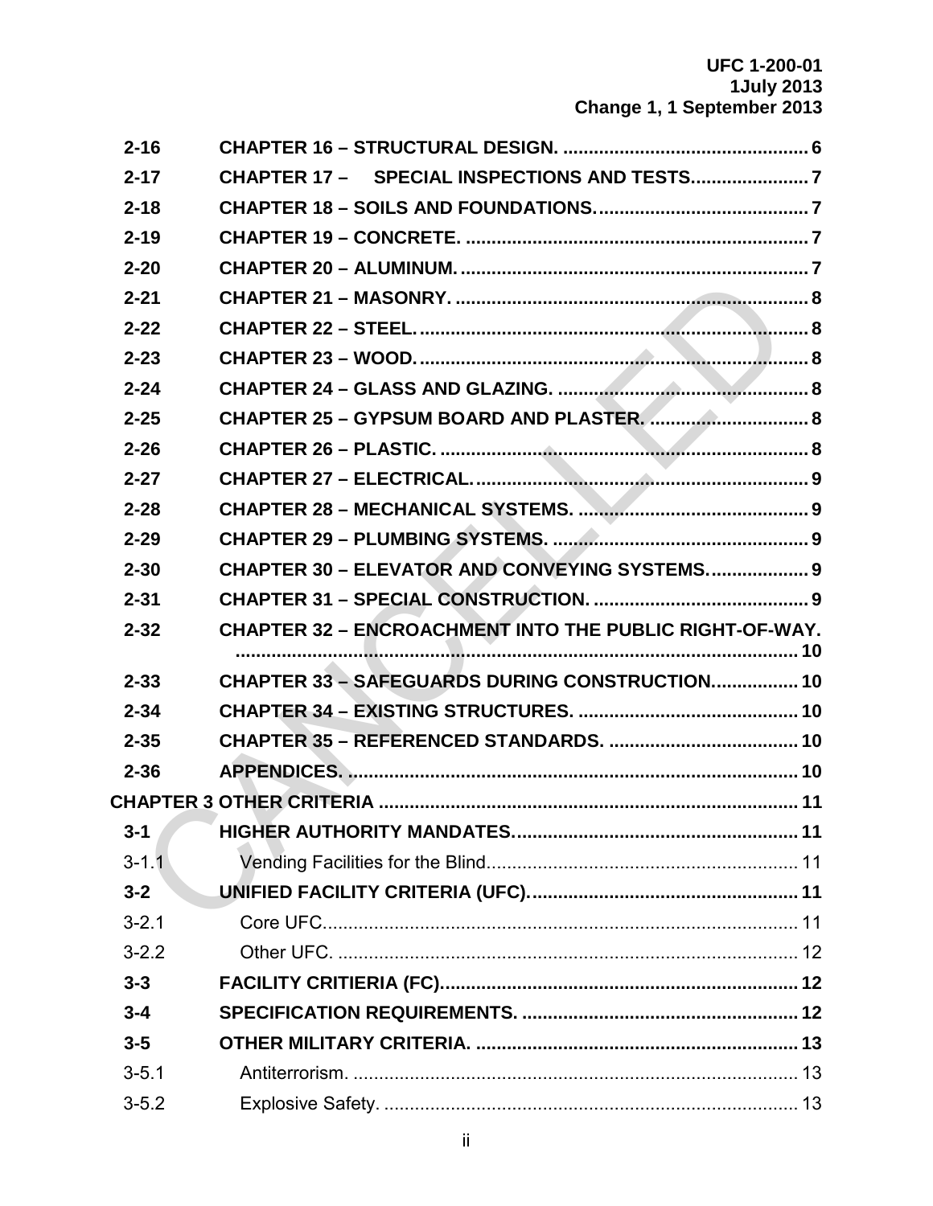| | | |
|---|---|---|
| **2-16** | **CHAPTER 16 – STRUCTURAL DESIGN.** | **6** |
| **2-17** | **CHAPTER 17 – SPECIAL INSPECTIONS AND TESTS.** | **7** |
| **2-18** | **CHAPTER 18 – SOILS AND FOUNDATIONS.** | **7** |
| **2-19** | **CHAPTER 19 – CONCRETE.** | **7** |
| **2-20** | **CHAPTER 20 – ALUMINUM.** | **7** |
| **2-21** | **CHAPTER 21 – MASONRY.** | **8** |
| **2-22** | **CHAPTER 22 – STEEL.** | **8** |
| **2-23** | **CHAPTER 23 – WOOD.** | **8** |
| **2-24** | **CHAPTER 24 – GLASS AND GLAZING.** | **8** |
| **2-25** | **CHAPTER 25 – GYPSUM BOARD AND PLASTER.** | **8** |
| **2-26** | **CHAPTER 26 – PLASTIC.** | **8** |
| **2-27** | **CHAPTER 27 – ELECTRICAL.** | **9** |
| **2-28** | **CHAPTER 28 – MECHANICAL SYSTEMS.** | **9** |
| **2-29** | **CHAPTER 29 – PLUMBING SYSTEMS.** | **9** |
| **2-30** | **CHAPTER 30 – ELEVATOR AND CONVEYING SYSTEMS.** | **9** |
| **2-31** | **CHAPTER 31 – SPECIAL CONSTRUCTION.** | **9** |
| **2-32** | **CHAPTER 32 – ENCROACHMENT INTO THE PUBLIC RIGHT-OF-WAY.** | **10** |
| **2-33** | **CHAPTER 33 – SAFEGUARDS DURING CONSTRUCTION.** | **10** |
| **2-34** | **CHAPTER 34 – EXISTING STRUCTURES.** | **10** |
| **2-35** | **CHAPTER 35 – REFERENCED STANDARDS.** | **10** |
| **2-36** | **APPENDICES.** | **10** |
| **CHAPTER 3** | **OTHER CRITERIA** | **11** |
| **3-1** | **HIGHER AUTHORITY MANDATES.** | **11** |
| 3-1.1 | Vending Facilities for the Blind | 11 |
| **3-2** | **UNIFIED FACILITY CRITERIA (UFC).** | **11** |
| 3-2.1 | Core UFC. | 11 |
| 3-2.2 | Other UFC. | 12 |
| **3-3** | **FACILITY CRITIERIA (FC).** | **12** |
| **3-4** | **SPECIFICATION REQUIREMENTS.** | **12** |
| **3-5** | **OTHER MILITARY CRITERIA.** | **13** |
| 3-5.1 | Antiterrorism. | 13 |
| 3-5.2 | Explosive Safety. | 13 |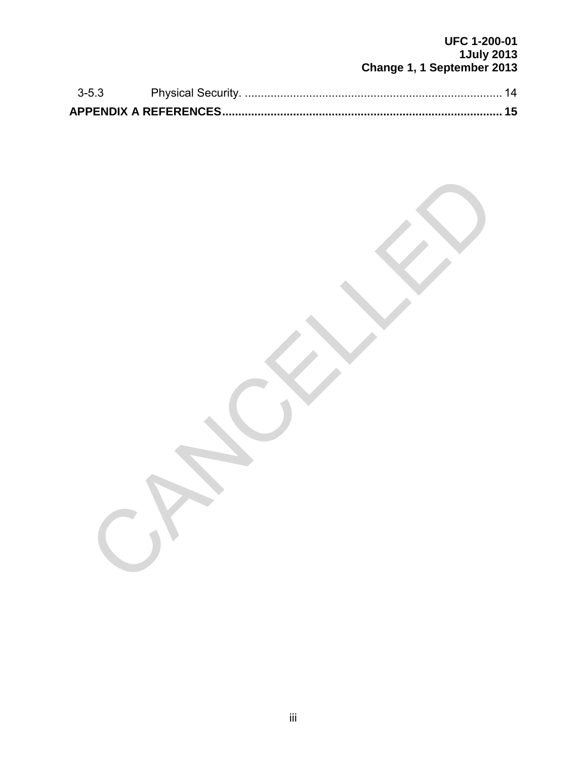3-5.3 Physical Security. ............................................................................... 14

**APPENDIX A REFERENCES...................................................................................... 15**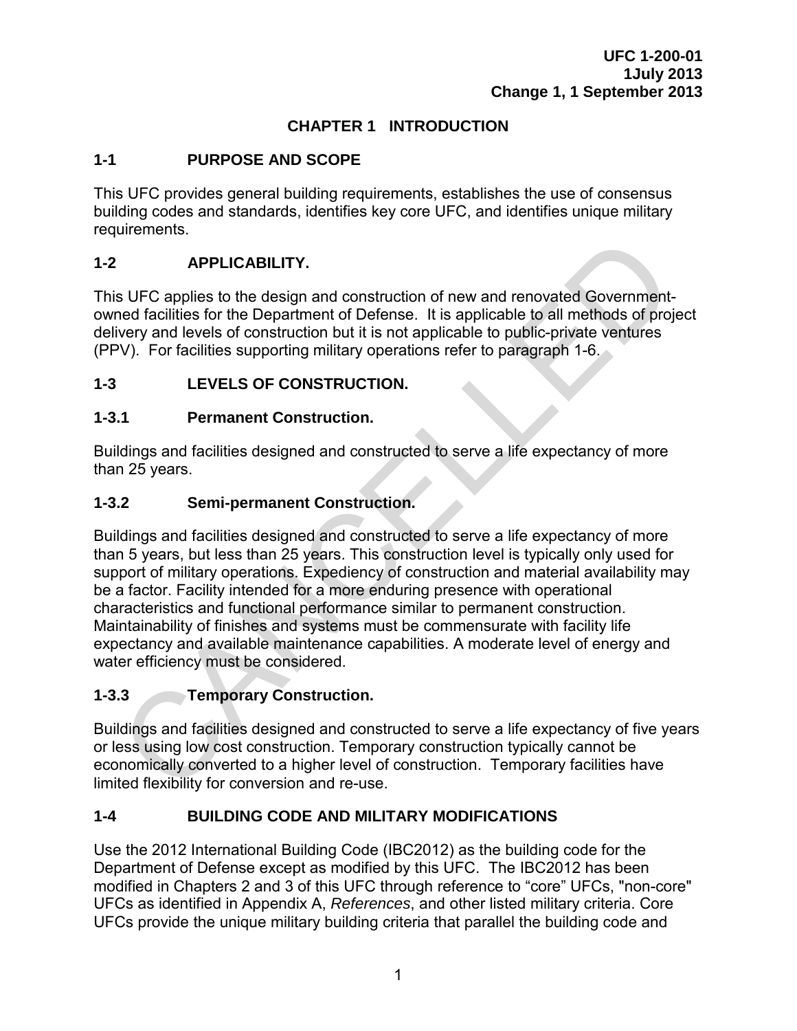# CHAPTER 1 INTRODUCTION

## 1-1 PURPOSE AND SCOPE

This UFC provides general building requirements, establishes the use of consensus building codes and standards, identifies key core UFC, and identifies unique military requirements.

## 1-2 APPLICABILITY.

This UFC applies to the design and construction of new and renovated Government-owned facilities for the Department of Defense. It is applicable to all methods of project delivery and levels of construction but it is not applicable to public-private ventures (PPV). For facilities supporting military operations refer to paragraph 1-6.

## 1-3 LEVELS OF CONSTRUCTION.

### 1-3.1 Permanent Construction.

Buildings and facilities designed and constructed to serve a life expectancy of more than 25 years.

### 1-3.2 Semi-permanent Construction.

Buildings and facilities designed and constructed to serve a life expectancy of more than 5 years, but less than 25 years. This construction level is typically only used for support of military operations. Expediency of construction and material availability may be a factor. Facility intended for a more enduring presence with operational characteristics and functional performance similar to permanent construction. Maintainability of finishes and systems must be commensurate with facility life expectancy and available maintenance capabilities. A moderate level of energy and water efficiency must be considered.

### 1-3.3 Temporary Construction.

Buildings and facilities designed and constructed to serve a life expectancy of five years or less using low cost construction. Temporary construction typically cannot be economically converted to a higher level of construction. Temporary facilities have limited flexibility for conversion and re-use.

## 1-4 BUILDING CODE AND MILITARY MODIFICATIONS

Use the 2012 International Building Code (IBC2012) as the building code for the Department of Defense except as modified by this UFC. The IBC2012 has been modified in Chapters 2 and 3 of this UFC through reference to "core" UFCs, "non-core" UFCs as identified in Appendix A, *References*, and other listed military criteria. Core UFCs provide the unique military building criteria that parallel the building code and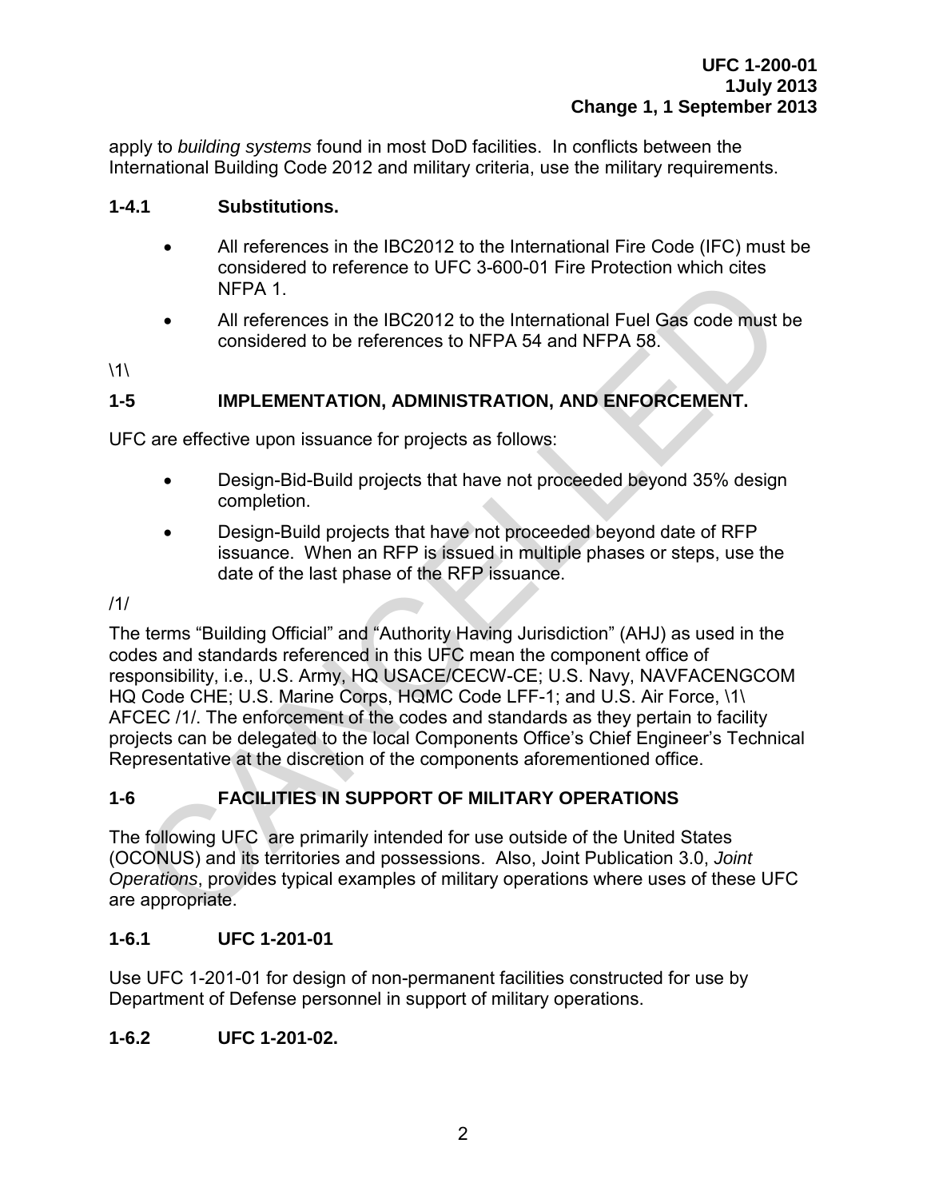apply to *building systems* found in most DoD facilities. In conflicts between the International Building Code 2012 and military criteria, use the military requirements.

### 1-4.1 Substitutions.

- All references in the IBC2012 to the International Fire Code (IFC) must be considered to reference to UFC 3-600-01 Fire Protection which cites NFPA 1.
- All references in the IBC2012 to the International Fuel Gas code must be considered to be references to NFPA 54 and NFPA 58.

\1\

## 1-5 IMPLEMENTATION, ADMINISTRATION, AND ENFORCEMENT.

UFC are effective upon issuance for projects as follows:

- Design-Bid-Build projects that have not proceeded beyond 35% design completion.
- Design-Build projects that have not proceeded beyond date of RFP issuance. When an RFP is issued in multiple phases or steps, use the date of the last phase of the RFP issuance.

/1/

The terms “Building Official” and “Authority Having Jurisdiction” (AHJ) as used in the codes and standards referenced in this UFC mean the component office of responsibility, i.e., U.S. Army, HQ USACE/CECW-CE; U.S. Navy, NAVFACENGCOM HQ Code CHE; U.S. Marine Corps, HQMC Code LFF-1; and U.S. Air Force, \1\ AFCEC /1/. The enforcement of the codes and standards as they pertain to facility projects can be delegated to the local Components Office’s Chief Engineer’s Technical Representative at the discretion of the components aforementioned office.

## 1-6 FACILITIES IN SUPPORT OF MILITARY OPERATIONS

The following UFC are primarily intended for use outside of the United States (OCONUS) and its territories and possessions. Also, Joint Publication 3.0, *Joint Operations*, provides typical examples of military operations where uses of these UFC are appropriate.

### 1-6.1 UFC 1-201-01

Use UFC 1-201-01 for design of non-permanent facilities constructed for use by Department of Defense personnel in support of military operations.

### 1-6.2 UFC 1-201-02.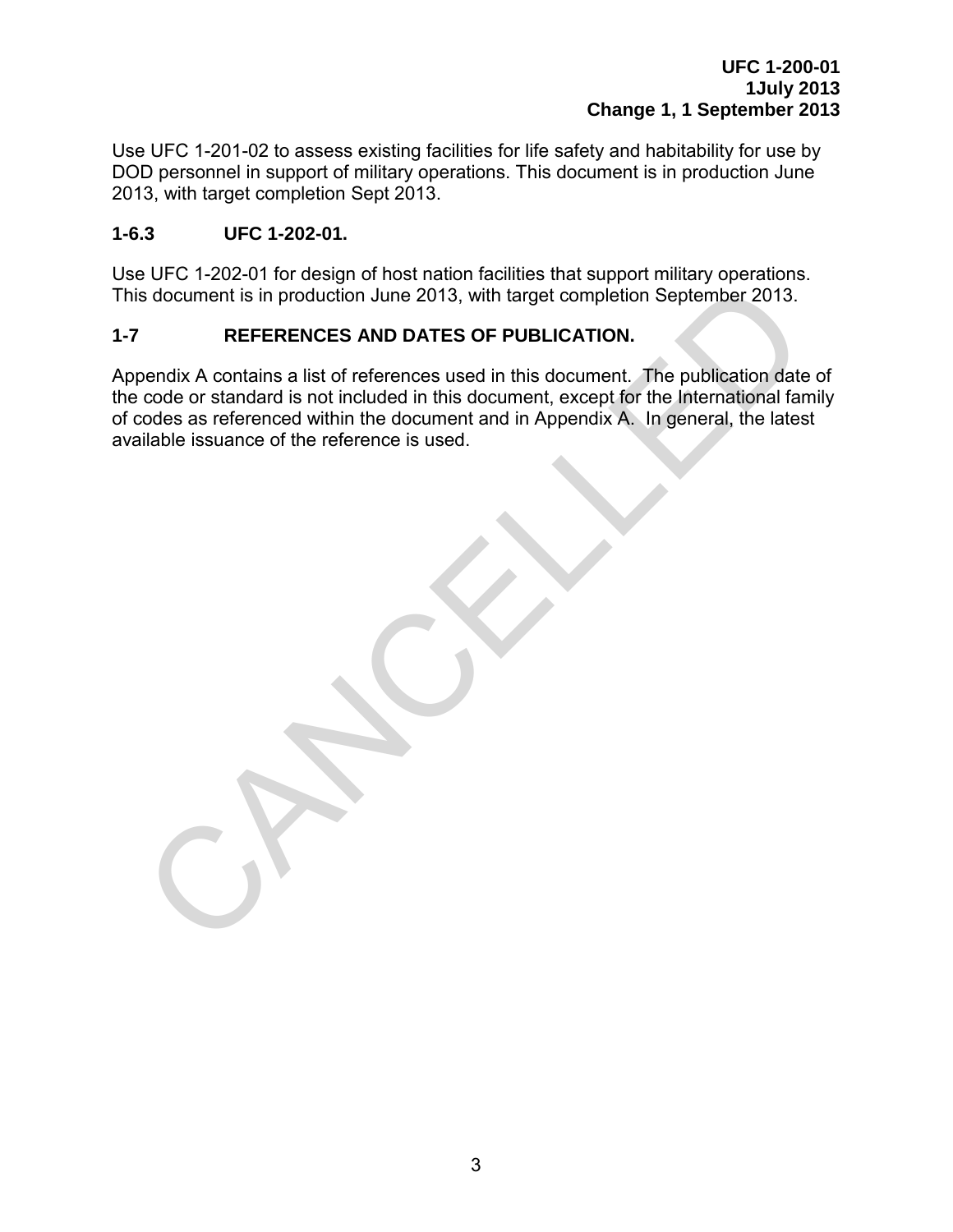Use UFC 1-201-02 to assess existing facilities for life safety and habitability for use by DOD personnel in support of military operations. This document is in production June 2013, with target completion Sept 2013.

### 1-6.3 UFC 1-202-01.

Use UFC 1-202-01 for design of host nation facilities that support military operations. This document is in production June 2013, with target completion September 2013.

## 1-7 REFERENCES AND DATES OF PUBLICATION.

Appendix A contains a list of references used in this document. The publication date of the code or standard is not included in this document, except for the International family of codes as referenced within the document and in Appendix A. In general, the latest available issuance of the reference is used.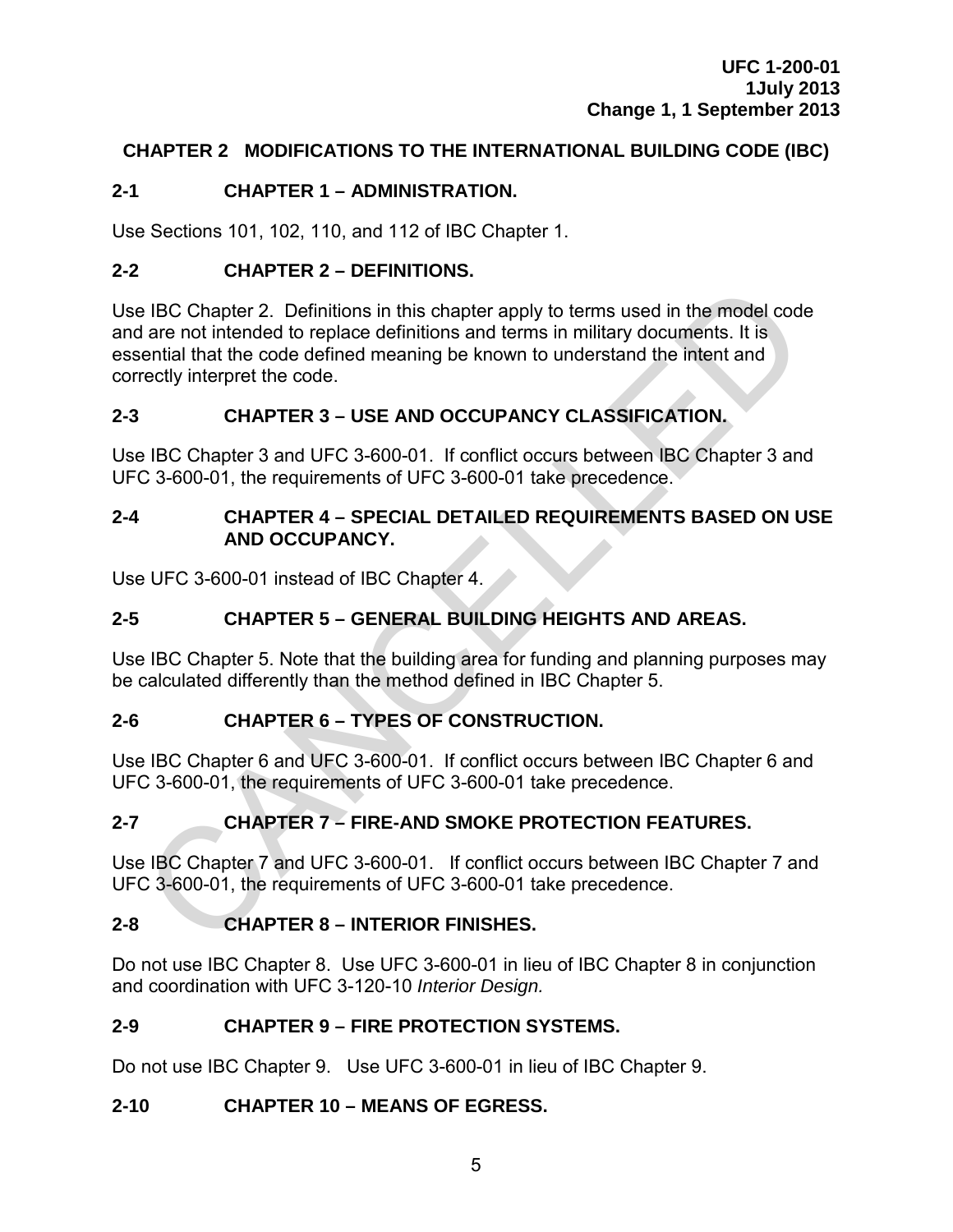## CHAPTER 2 MODIFICATIONS TO THE INTERNATIONAL BUILDING CODE (IBC)

### 2-1 CHAPTER 1 – ADMINISTRATION.

Use Sections 101, 102, 110, and 112 of IBC Chapter 1.

### 2-2 CHAPTER 2 – DEFINITIONS.

Use IBC Chapter 2. Definitions in this chapter apply to terms used in the model code and are not intended to replace definitions and terms in military documents. It is essential that the code defined meaning be known to understand the intent and correctly interpret the code.

### 2-3 CHAPTER 3 – USE AND OCCUPANCY CLASSIFICATION.

Use IBC Chapter 3 and UFC 3-600-01. If conflict occurs between IBC Chapter 3 and UFC 3-600-01, the requirements of UFC 3-600-01 take precedence.

### 2-4 CHAPTER 4 – SPECIAL DETAILED REQUIREMENTS BASED ON USE AND OCCUPANCY.

Use UFC 3-600-01 instead of IBC Chapter 4.

### 2-5 CHAPTER 5 – GENERAL BUILDING HEIGHTS AND AREAS.

Use IBC Chapter 5. Note that the building area for funding and planning purposes may be calculated differently than the method defined in IBC Chapter 5.

### 2-6 CHAPTER 6 – TYPES OF CONSTRUCTION.

Use IBC Chapter 6 and UFC 3-600-01. If conflict occurs between IBC Chapter 6 and UFC 3-600-01, the requirements of UFC 3-600-01 take precedence.

### 2-7 CHAPTER 7 – FIRE-AND SMOKE PROTECTION FEATURES.

Use IBC Chapter 7 and UFC 3-600-01. If conflict occurs between IBC Chapter 7 and UFC 3-600-01, the requirements of UFC 3-600-01 take precedence.

### 2-8 CHAPTER 8 – INTERIOR FINISHES.

Do not use IBC Chapter 8. Use UFC 3-600-01 in lieu of IBC Chapter 8 in conjunction and coordination with UFC 3-120-10 *Interior Design.*

### 2-9 CHAPTER 9 – FIRE PROTECTION SYSTEMS.

Do not use IBC Chapter 9. Use UFC 3-600-01 in lieu of IBC Chapter 9.

### 2-10 CHAPTER 10 – MEANS OF EGRESS.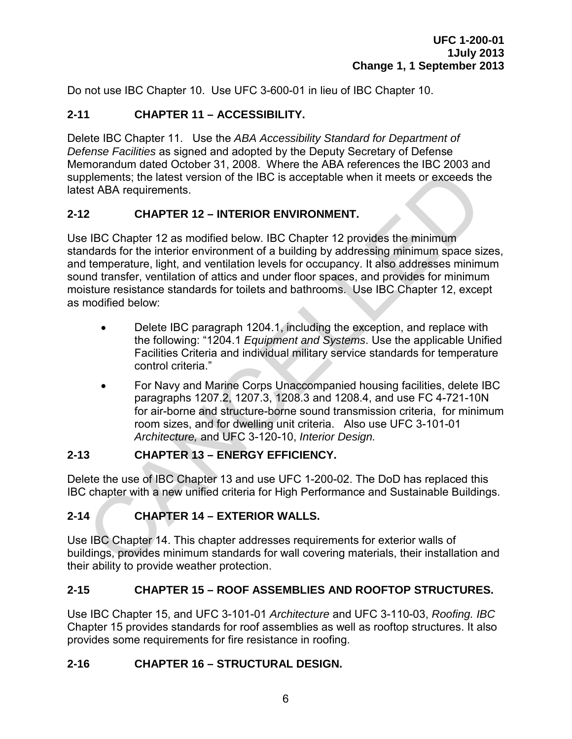Do not use IBC Chapter 10. Use UFC 3-600-01 in lieu of IBC Chapter 10.

## 2-11 CHAPTER 11 – ACCESSIBILITY.

Delete IBC Chapter 11. Use the *ABA Accessibility Standard for Department of Defense Facilities* as signed and adopted by the Deputy Secretary of Defense Memorandum dated October 31, 2008. Where the ABA references the IBC 2003 and supplements; the latest version of the IBC is acceptable when it meets or exceeds the latest ABA requirements.

## 2-12 CHAPTER 12 – INTERIOR ENVIRONMENT.

Use IBC Chapter 12 as modified below. IBC Chapter 12 provides the minimum standards for the interior environment of a building by addressing minimum space sizes, and temperature, light, and ventilation levels for occupancy. It also addresses minimum sound transfer, ventilation of attics and under floor spaces, and provides for minimum moisture resistance standards for toilets and bathrooms. Use IBC Chapter 12, except as modified below:

- Delete IBC paragraph 1204.1, including the exception, and replace with the following: "1204.1 *Equipment and Systems*. Use the applicable Unified Facilities Criteria and individual military service standards for temperature control criteria."
- For Navy and Marine Corps Unaccompanied housing facilities, delete IBC paragraphs 1207.2, 1207.3, 1208.3 and 1208.4, and use FC 4-721-10N for air-borne and structure-borne sound transmission criteria, for minimum room sizes, and for dwelling unit criteria. Also use UFC 3-101-01 *Architecture,* and UFC 3-120-10, *Interior Design.*

## 2-13 CHAPTER 13 – ENERGY EFFICIENCY.

Delete the use of IBC Chapter 13 and use UFC 1-200-02. The DoD has replaced this IBC chapter with a new unified criteria for High Performance and Sustainable Buildings.

## 2-14 CHAPTER 14 – EXTERIOR WALLS.

Use IBC Chapter 14. This chapter addresses requirements for exterior walls of buildings, provides minimum standards for wall covering materials, their installation and their ability to provide weather protection.

## 2-15 CHAPTER 15 – ROOF ASSEMBLIES AND ROOFTOP STRUCTURES.

Use IBC Chapter 15, and UFC 3-101-01 *Architecture* and UFC 3-110-03, *Roofing. IBC* Chapter 15 provides standards for roof assemblies as well as rooftop structures. It also provides some requirements for fire resistance in roofing.

## 2-16 CHAPTER 16 – STRUCTURAL DESIGN.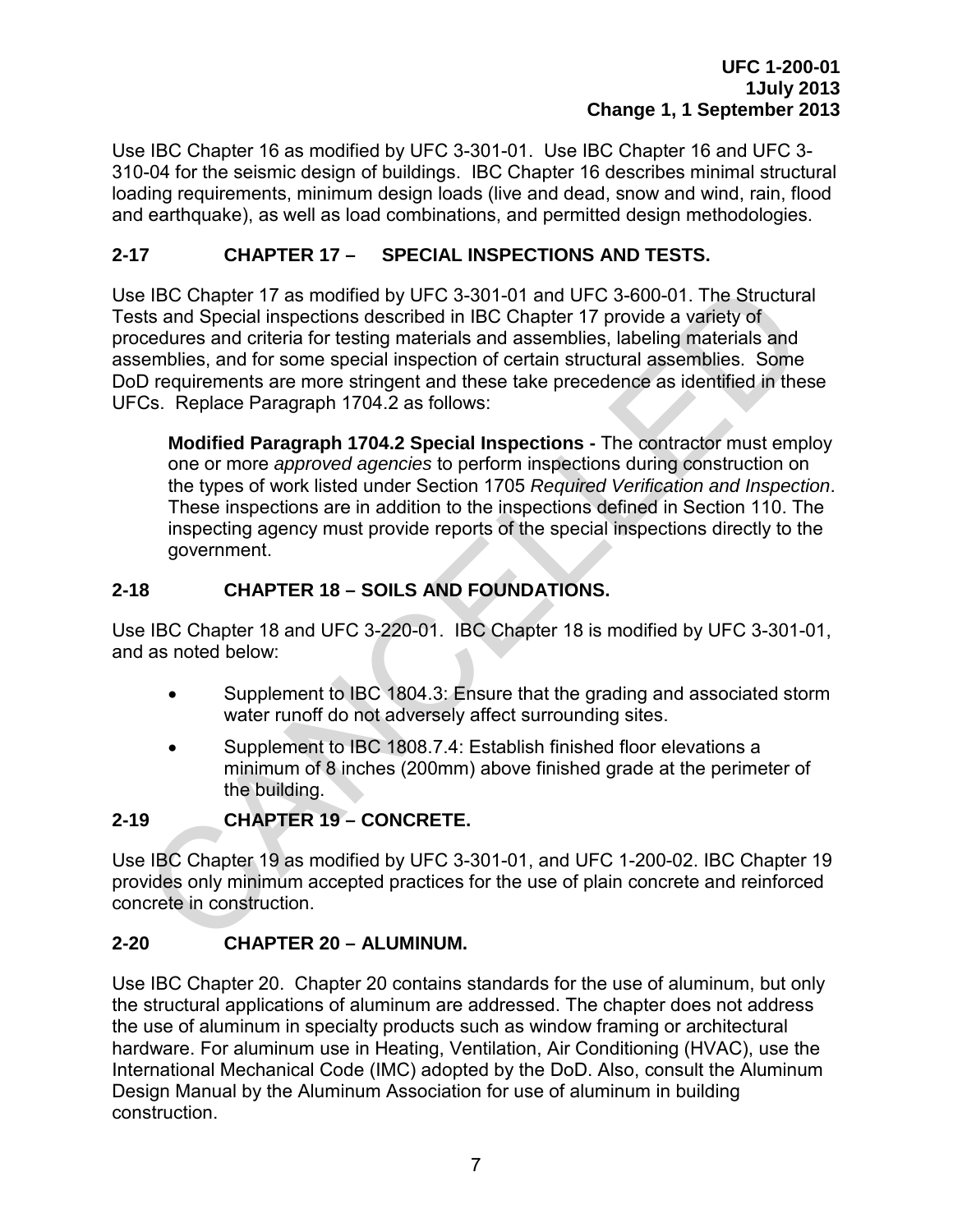Use IBC Chapter 16 as modified by UFC 3-301-01. Use IBC Chapter 16 and UFC 3-310-04 for the seismic design of buildings. IBC Chapter 16 describes minimal structural loading requirements, minimum design loads (live and dead, snow and wind, rain, flood and earthquake), as well as load combinations, and permitted design methodologies.

## 2-17 CHAPTER 17 – SPECIAL INSPECTIONS AND TESTS.

Use IBC Chapter 17 as modified by UFC 3-301-01 and UFC 3-600-01. The Structural Tests and Special inspections described in IBC Chapter 17 provide a variety of procedures and criteria for testing materials and assemblies, labeling materials and assemblies, and for some special inspection of certain structural assemblies. Some DoD requirements are more stringent and these take precedence as identified in these UFCs. Replace Paragraph 1704.2 as follows:

> **Modified Paragraph 1704.2 Special Inspections -** The contractor must employ one or more *approved agencies* to perform inspections during construction on the types of work listed under Section 1705 *Required Verification and Inspection*. These inspections are in addition to the inspections defined in Section 110. The inspecting agency must provide reports of the special inspections directly to the government.

## 2-18 CHAPTER 18 – SOILS AND FOUNDATIONS.

Use IBC Chapter 18 and UFC 3-220-01. IBC Chapter 18 is modified by UFC 3-301-01, and as noted below:

- Supplement to IBC 1804.3: Ensure that the grading and associated storm water runoff do not adversely affect surrounding sites.
- Supplement to IBC 1808.7.4: Establish finished floor elevations a minimum of 8 inches (200mm) above finished grade at the perimeter of the building.

## 2-19 CHAPTER 19 – CONCRETE.

Use IBC Chapter 19 as modified by UFC 3-301-01, and UFC 1-200-02. IBC Chapter 19 provides only minimum accepted practices for the use of plain concrete and reinforced concrete in construction.

## 2-20 CHAPTER 20 – ALUMINUM.

Use IBC Chapter 20. Chapter 20 contains standards for the use of aluminum, but only the structural applications of aluminum are addressed. The chapter does not address the use of aluminum in specialty products such as window framing or architectural hardware. For aluminum use in Heating, Ventilation, Air Conditioning (HVAC), use the International Mechanical Code (IMC) adopted by the DoD. Also, consult the Aluminum Design Manual by the Aluminum Association for use of aluminum in building construction.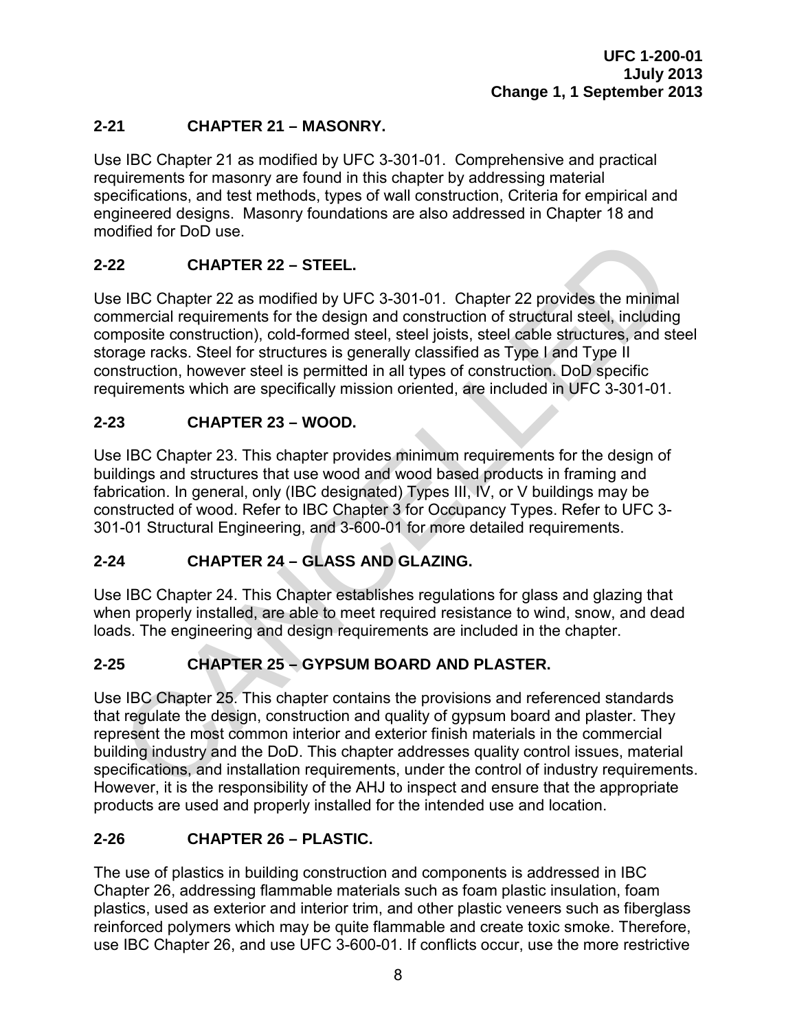## 2-21 CHAPTER 21 – MASONRY.

Use IBC Chapter 21 as modified by UFC 3-301-01. Comprehensive and practical requirements for masonry are found in this chapter by addressing material specifications, and test methods, types of wall construction, Criteria for empirical and engineered designs. Masonry foundations are also addressed in Chapter 18 and modified for DoD use.

## 2-22 CHAPTER 22 – STEEL.

Use IBC Chapter 22 as modified by UFC 3-301-01. Chapter 22 provides the minimal commercial requirements for the design and construction of structural steel, including composite construction), cold-formed steel, steel joists, steel cable structures, and steel storage racks. Steel for structures is generally classified as Type I and Type II construction, however steel is permitted in all types of construction. DoD specific requirements which are specifically mission oriented, are included in UFC 3-301-01.

## 2-23 CHAPTER 23 – WOOD.

Use IBC Chapter 23. This chapter provides minimum requirements for the design of buildings and structures that use wood and wood based products in framing and fabrication. In general, only (IBC designated) Types III, IV, or V buildings may be constructed of wood. Refer to IBC Chapter 3 for Occupancy Types. Refer to UFC 3-301-01 Structural Engineering, and 3-600-01 for more detailed requirements.

## 2-24 CHAPTER 24 – GLASS AND GLAZING.

Use IBC Chapter 24. This Chapter establishes regulations for glass and glazing that when properly installed, are able to meet required resistance to wind, snow, and dead loads. The engineering and design requirements are included in the chapter.

## 2-25 CHAPTER 25 – GYPSUM BOARD AND PLASTER.

Use IBC Chapter 25. This chapter contains the provisions and referenced standards that regulate the design, construction and quality of gypsum board and plaster. They represent the most common interior and exterior finish materials in the commercial building industry and the DoD. This chapter addresses quality control issues, material specifications, and installation requirements, under the control of industry requirements. However, it is the responsibility of the AHJ to inspect and ensure that the appropriate products are used and properly installed for the intended use and location.

## 2-26 CHAPTER 26 – PLASTIC.

The use of plastics in building construction and components is addressed in IBC Chapter 26, addressing flammable materials such as foam plastic insulation, foam plastics, used as exterior and interior trim, and other plastic veneers such as fiberglass reinforced polymers which may be quite flammable and create toxic smoke. Therefore, use IBC Chapter 26, and use UFC 3-600-01. If conflicts occur, use the more restrictive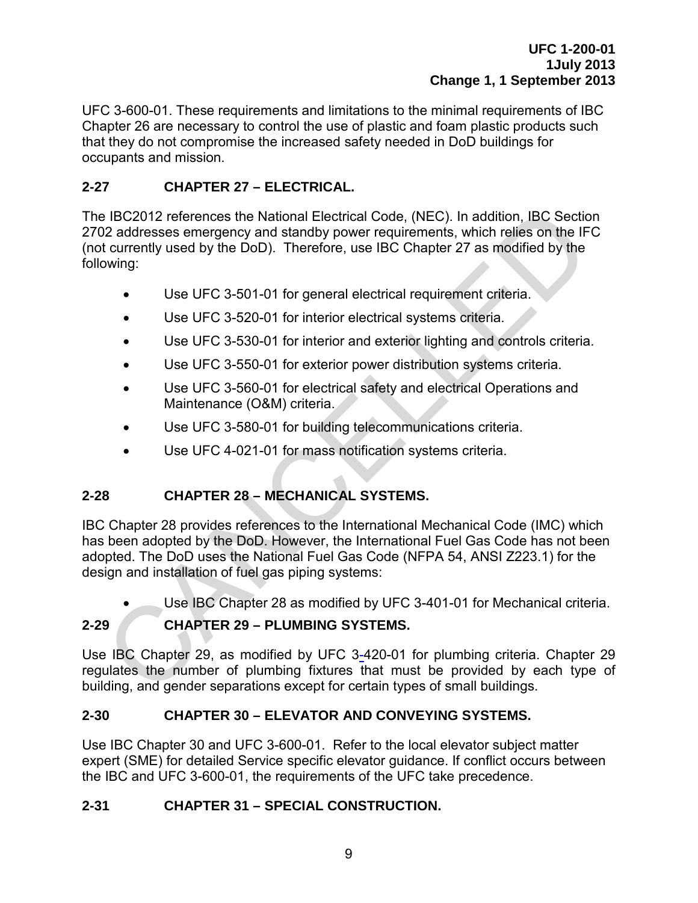UFC 3-600-01. These requirements and limitations to the minimal requirements of IBC Chapter 26 are necessary to control the use of plastic and foam plastic products such that they do not compromise the increased safety needed in DoD buildings for occupants and mission.

## 2-27 CHAPTER 27 – ELECTRICAL.

The IBC2012 references the National Electrical Code, (NEC). In addition, IBC Section 2702 addresses emergency and standby power requirements, which relies on the IFC (not currently used by the DoD). Therefore, use IBC Chapter 27 as modified by the following:

- Use UFC 3-501-01 for general electrical requirement criteria.
- Use UFC 3-520-01 for interior electrical systems criteria.
- Use UFC 3-530-01 for interior and exterior lighting and controls criteria.
- Use UFC 3-550-01 for exterior power distribution systems criteria.
- Use UFC 3-560-01 for electrical safety and electrical Operations and Maintenance (O&M) criteria.
- Use UFC 3-580-01 for building telecommunications criteria.
- Use UFC 4-021-01 for mass notification systems criteria.

## 2-28 CHAPTER 28 – MECHANICAL SYSTEMS.

IBC Chapter 28 provides references to the International Mechanical Code (IMC) which has been adopted by the DoD. However, the International Fuel Gas Code has not been adopted. The DoD uses the National Fuel Gas Code (NFPA 54, ANSI Z223.1) for the design and installation of fuel gas piping systems:

- Use IBC Chapter 28 as modified by UFC 3-401-01 for Mechanical criteria.

## 2-29 CHAPTER 29 – PLUMBING SYSTEMS.

Use IBC Chapter 29, as modified by UFC 3-420-01 for plumbing criteria. Chapter 29 regulates the number of plumbing fixtures that must be provided by each type of building, and gender separations except for certain types of small buildings.

## 2-30 CHAPTER 30 – ELEVATOR AND CONVEYING SYSTEMS.

Use IBC Chapter 30 and UFC 3-600-01. Refer to the local elevator subject matter expert (SME) for detailed Service specific elevator guidance. If conflict occurs between the IBC and UFC 3-600-01, the requirements of the UFC take precedence.

## 2-31 CHAPTER 31 – SPECIAL CONSTRUCTION.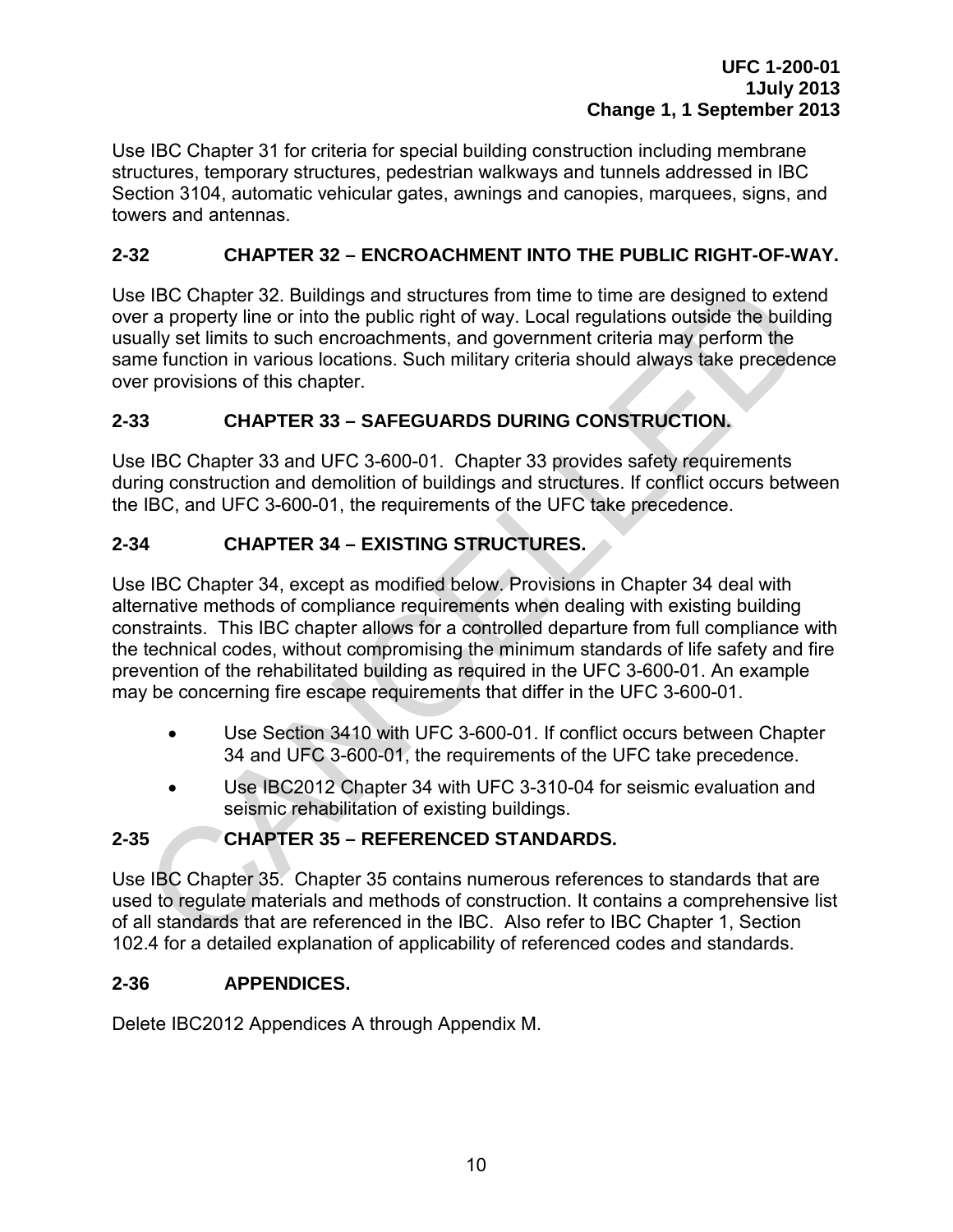Use IBC Chapter 31 for criteria for special building construction including membrane structures, temporary structures, pedestrian walkways and tunnels addressed in IBC Section 3104, automatic vehicular gates, awnings and canopies, marquees, signs, and towers and antennas.

## 2-32 CHAPTER 32 – ENCROACHMENT INTO THE PUBLIC RIGHT-OF-WAY.

Use IBC Chapter 32. Buildings and structures from time to time are designed to extend over a property line or into the public right of way. Local regulations outside the building usually set limits to such encroachments, and government criteria may perform the same function in various locations. Such military criteria should always take precedence over provisions of this chapter.

## 2-33 CHAPTER 33 – SAFEGUARDS DURING CONSTRUCTION.

Use IBC Chapter 33 and UFC 3-600-01. Chapter 33 provides safety requirements during construction and demolition of buildings and structures. If conflict occurs between the IBC, and UFC 3-600-01, the requirements of the UFC take precedence.

## 2-34 CHAPTER 34 – EXISTING STRUCTURES.

Use IBC Chapter 34, except as modified below. Provisions in Chapter 34 deal with alternative methods of compliance requirements when dealing with existing building constraints. This IBC chapter allows for a controlled departure from full compliance with the technical codes, without compromising the minimum standards of life safety and fire prevention of the rehabilitated building as required in the UFC 3-600-01. An example may be concerning fire escape requirements that differ in the UFC 3-600-01.

- Use Section 3410 with UFC 3-600-01. If conflict occurs between Chapter 34 and UFC 3-600-01, the requirements of the UFC take precedence.
- Use IBC2012 Chapter 34 with UFC 3-310-04 for seismic evaluation and seismic rehabilitation of existing buildings.

## 2-35 CHAPTER 35 – REFERENCED STANDARDS.

Use IBC Chapter 35. Chapter 35 contains numerous references to standards that are used to regulate materials and methods of construction. It contains a comprehensive list of all standards that are referenced in the IBC. Also refer to IBC Chapter 1, Section 102.4 for a detailed explanation of applicability of referenced codes and standards.

## 2-36 APPENDICES.

Delete IBC2012 Appendices A through Appendix M.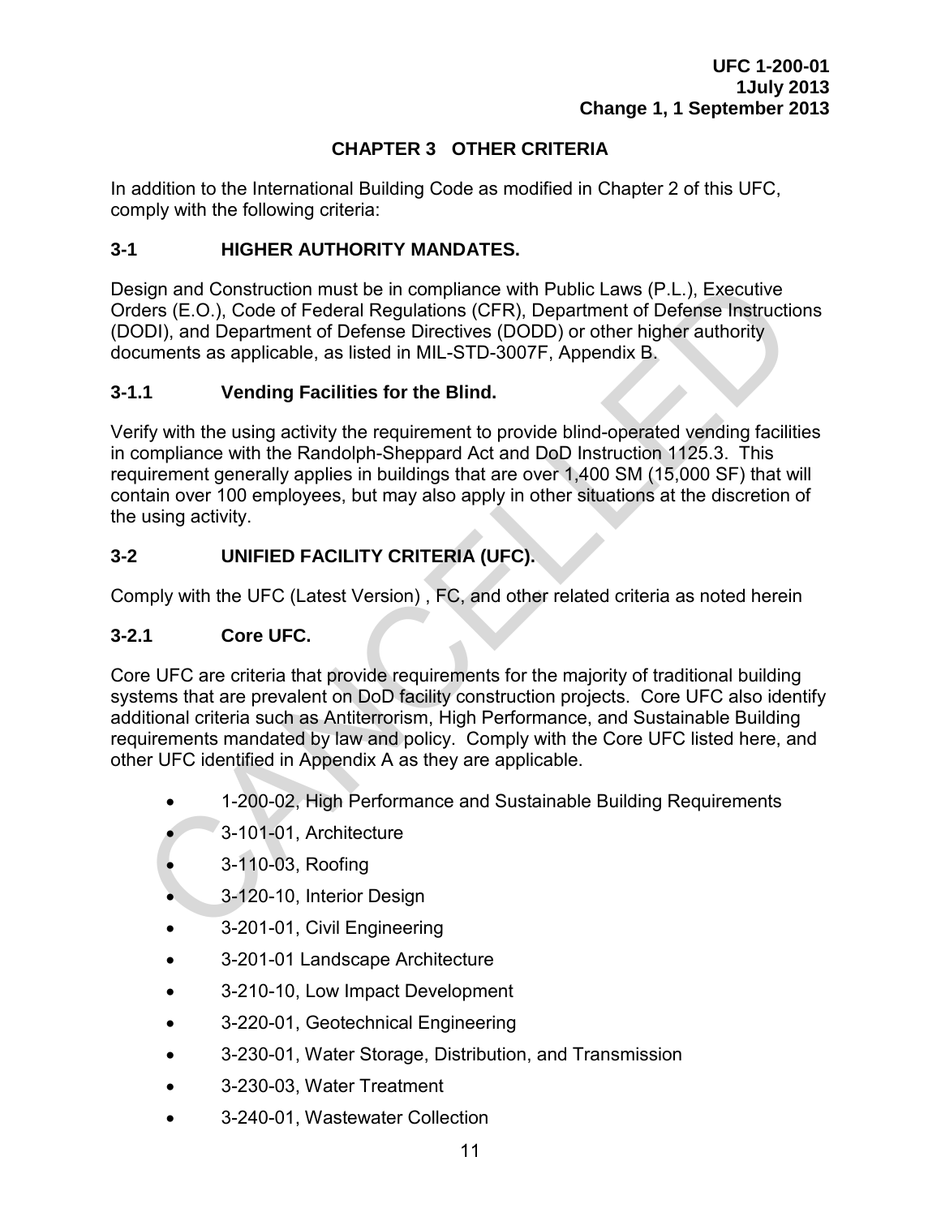# CHAPTER 3 OTHER CRITERIA

In addition to the International Building Code as modified in Chapter 2 of this UFC, comply with the following criteria:

## 3-1 HIGHER AUTHORITY MANDATES.

Design and Construction must be in compliance with Public Laws (P.L.), Executive Orders (E.O.), Code of Federal Regulations (CFR), Department of Defense Instructions (DODI), and Department of Defense Directives (DODD) or other higher authority documents as applicable, as listed in MIL-STD-3007F, Appendix B.

### 3-1.1 Vending Facilities for the Blind.

Verify with the using activity the requirement to provide blind-operated vending facilities in compliance with the Randolph-Sheppard Act and DoD Instruction 1125.3. This requirement generally applies in buildings that are over 1,400 SM (15,000 SF) that will contain over 100 employees, but may also apply in other situations at the discretion of the using activity.

## 3-2 UNIFIED FACILITY CRITERIA (UFC).

Comply with the UFC (Latest Version) , FC, and other related criteria as noted herein

### 3-2.1 Core UFC.

Core UFC are criteria that provide requirements for the majority of traditional building systems that are prevalent on DoD facility construction projects. Core UFC also identify additional criteria such as Antiterrorism, High Performance, and Sustainable Building requirements mandated by law and policy. Comply with the Core UFC listed here, and other UFC identified in Appendix A as they are applicable.

- 1-200-02, High Performance and Sustainable Building Requirements
- 3-101-01, Architecture
- 3-110-03, Roofing
- 3-120-10, Interior Design
- 3-201-01, Civil Engineering
- 3-201-01 Landscape Architecture
- 3-210-10, Low Impact Development
- 3-220-01, Geotechnical Engineering
- 3-230-01, Water Storage, Distribution, and Transmission
- 3-230-03, Water Treatment
- 3-240-01, Wastewater Collection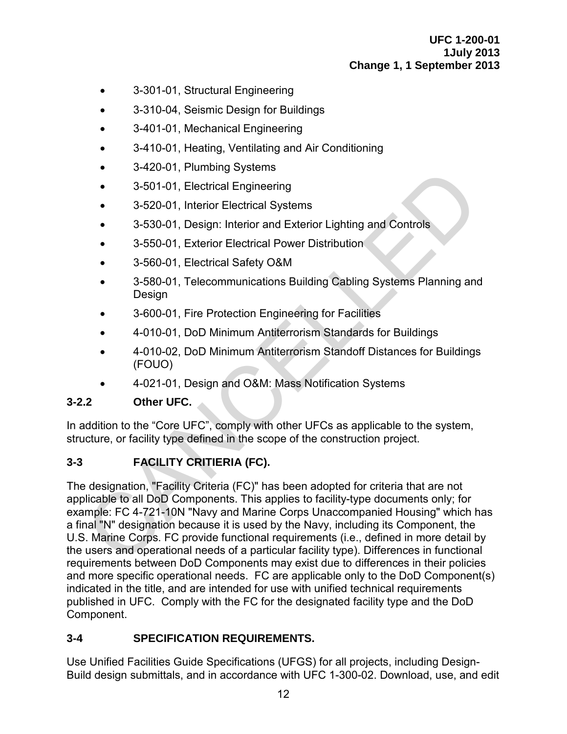- 3-301-01, Structural Engineering
- 3-310-04, Seismic Design for Buildings
- 3-401-01, Mechanical Engineering
- 3-410-01, Heating, Ventilating and Air Conditioning
- 3-420-01, Plumbing Systems
- 3-501-01, Electrical Engineering
- 3-520-01, Interior Electrical Systems
- 3-530-01, Design: Interior and Exterior Lighting and Controls
- 3-550-01, Exterior Electrical Power Distribution
- 3-560-01, Electrical Safety O&M
- 3-580-01, Telecommunications Building Cabling Systems Planning and Design
- 3-600-01, Fire Protection Engineering for Facilities
- 4-010-01, DoD Minimum Antiterrorism Standards for Buildings
- 4-010-02, DoD Minimum Antiterrorism Standoff Distances for Buildings (FOUO)
- 4-021-01, Design and O&M: Mass Notification Systems

### 3-2.2 Other UFC.

In addition to the "Core UFC", comply with other UFCs as applicable to the system, structure, or facility type defined in the scope of the construction project.

## 3-3 FACILITY CRITIERIA (FC).

The designation, "Facility Criteria (FC)" has been adopted for criteria that are not applicable to all DoD Components. This applies to facility-type documents only; for example: FC 4-721-10N "Navy and Marine Corps Unaccompanied Housing" which has a final "N" designation because it is used by the Navy, including its Component, the U.S. Marine Corps. FC provide functional requirements (i.e., defined in more detail by the users and operational needs of a particular facility type). Differences in functional requirements between DoD Components may exist due to differences in their policies and more specific operational needs. FC are applicable only to the DoD Component(s) indicated in the title, and are intended for use with unified technical requirements published in UFC. Comply with the FC for the designated facility type and the DoD Component.

## 3-4 SPECIFICATION REQUIREMENTS.

Use Unified Facilities Guide Specifications (UFGS) for all projects, including Design-Build design submittals, and in accordance with UFC 1-300-02. Download, use, and edit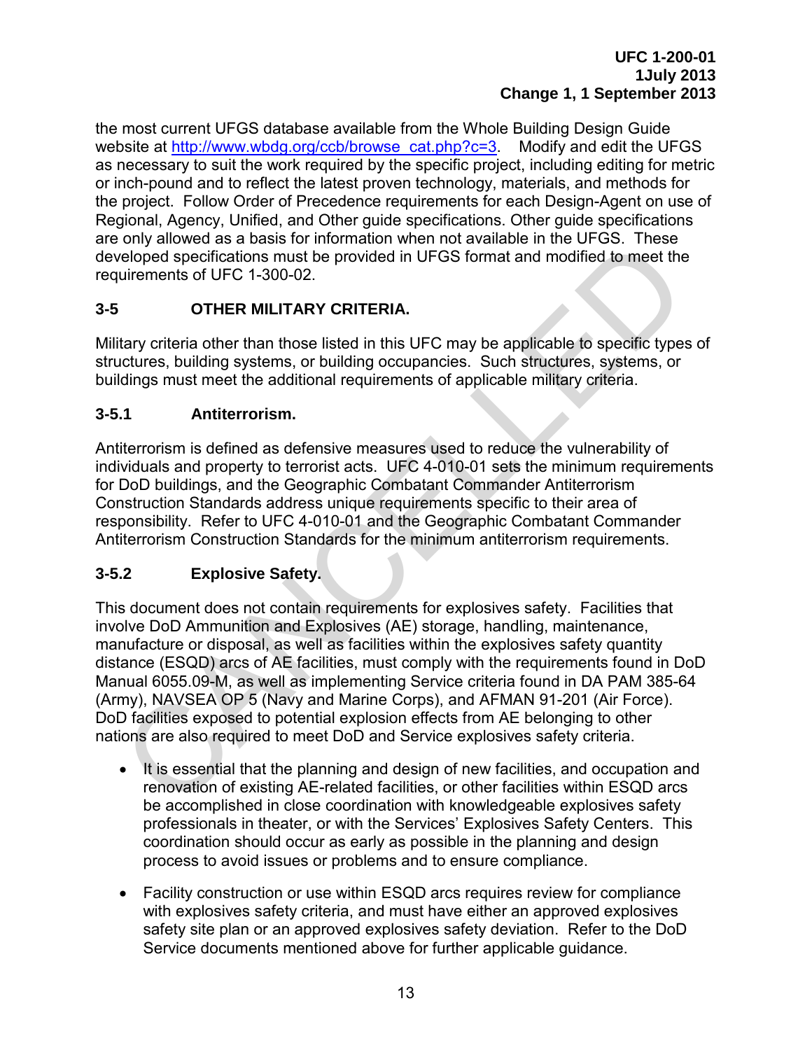the most current UFGS database available from the Whole Building Design Guide website at http://www.wbdg.org/ccb/browse_cat.php?c=3. Modify and edit the UFGS as necessary to suit the work required by the specific project, including editing for metric or inch-pound and to reflect the latest proven technology, materials, and methods for the project. Follow Order of Precedence requirements for each Design-Agent on use of Regional, Agency, Unified, and Other guide specifications. Other guide specifications are only allowed as a basis for information when not available in the UFGS. These developed specifications must be provided in UFGS format and modified to meet the requirements of UFC 1-300-02.

## 3-5 OTHER MILITARY CRITERIA.

Military criteria other than those listed in this UFC may be applicable to specific types of structures, building systems, or building occupancies. Such structures, systems, or buildings must meet the additional requirements of applicable military criteria.

### 3-5.1 Antiterrorism.

Antiterrorism is defined as defensive measures used to reduce the vulnerability of individuals and property to terrorist acts. UFC 4-010-01 sets the minimum requirements for DoD buildings, and the Geographic Combatant Commander Antiterrorism Construction Standards address unique requirements specific to their area of responsibility. Refer to UFC 4-010-01 and the Geographic Combatant Commander Antiterrorism Construction Standards for the minimum antiterrorism requirements.

### 3-5.2 Explosive Safety.

This document does not contain requirements for explosives safety. Facilities that involve DoD Ammunition and Explosives (AE) storage, handling, maintenance, manufacture or disposal, as well as facilities within the explosives safety quantity distance (ESQD) arcs of AE facilities, must comply with the requirements found in DoD Manual 6055.09-M, as well as implementing Service criteria found in DA PAM 385-64 (Army), NAVSEA OP 5 (Navy and Marine Corps), and AFMAN 91-201 (Air Force). DoD facilities exposed to potential explosion effects from AE belonging to other nations are also required to meet DoD and Service explosives safety criteria.

- It is essential that the planning and design of new facilities, and occupation and renovation of existing AE-related facilities, or other facilities within ESQD arcs be accomplished in close coordination with knowledgeable explosives safety professionals in theater, or with the Services' Explosives Safety Centers. This coordination should occur as early as possible in the planning and design process to avoid issues or problems and to ensure compliance.

- Facility construction or use within ESQD arcs requires review for compliance with explosives safety criteria, and must have either an approved explosives safety site plan or an approved explosives safety deviation. Refer to the DoD Service documents mentioned above for further applicable guidance.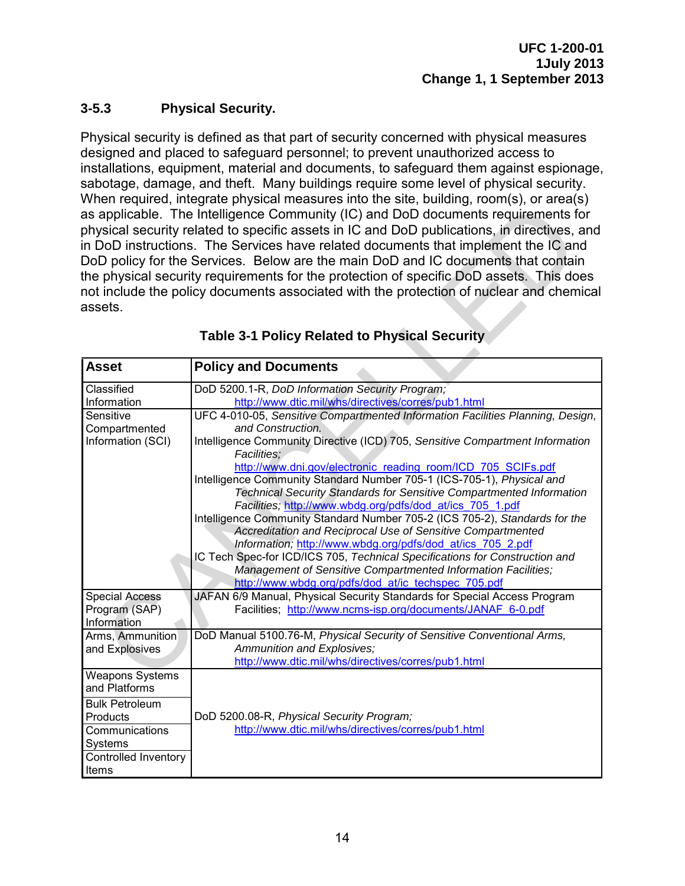### 3-5.3 Physical Security.

Physical security is defined as that part of security concerned with physical measures designed and placed to safeguard personnel; to prevent unauthorized access to installations, equipment, material and documents, to safeguard them against espionage, sabotage, damage, and theft. Many buildings require some level of physical security. When required, integrate physical measures into the site, building, room(s), or area(s) as applicable. The Intelligence Community (IC) and DoD documents requirements for physical security related to specific assets in IC and DoD publications, in directives, and in DoD instructions. The Services have related documents that implement the IC and DoD policy for the Services. Below are the main DoD and IC documents that contain the physical security requirements for the protection of specific DoD assets. This does not include the policy documents associated with the protection of nuclear and chemical assets.

**Table 3-1 Policy Related to Physical Security**

| Asset | Policy and Documents |
|---|---|
| Classified Information | DoD 5200.1-R, *DoD Information Security Program;* http://www.dtic.mil/whs/directives/corres/pub1.html |
| Sensitive Compartmented Information (SCI) | UFC 4-010-05, *Sensitive Compartmented Information Facilities Planning, Design, and Construction.*<br>Intelligence Community Directive (ICD) 705, *Sensitive Compartment Information Facilities;* http://www.dni.gov/electronic_reading_room/ICD_705_SCIFs.pdf<br>Intelligence Community Standard Number 705-1 (ICS-705-1), *Physical and Technical Security Standards for Sensitive Compartmented Information Facilities;* http://www.wbdg.org/pdfs/dod_at/ics_705_1.pdf<br>Intelligence Community Standard Number 705-2 (ICS 705-2), *Standards for the Accreditation and Reciprocal Use of Sensitive Compartmented Information;* http://www.wbdg.org/pdfs/dod_at/ics_705_2.pdf<br>IC Tech Spec-for ICD/ICS 705, *Technical Specifications for Construction and Management of Sensitive Compartmented Information Facilities;* http://www.wbdg.org/pdfs/dod_at/ic_techspec_705.pdf |
| Special Access Program (SAP) Information | JAFAN 6/9 Manual, Physical Security Standards for Special Access Program Facilities; http://www.ncms-isp.org/documents/JANAF_6-0.pdf |
| Arms, Ammunition and Explosives | DoD Manual 5100.76-M, *Physical Security of Sensitive Conventional Arms, Ammunition and Explosives;* http://www.dtic.mil/whs/directives/corres/pub1.html |
| Weapons Systems and Platforms | DoD 5200.08-R, *Physical Security Program;* http://www.dtic.mil/whs/directives/corres/pub1.html |
| Bulk Petroleum Products | |
| Communications Systems | |
| Controlled Inventory Items | |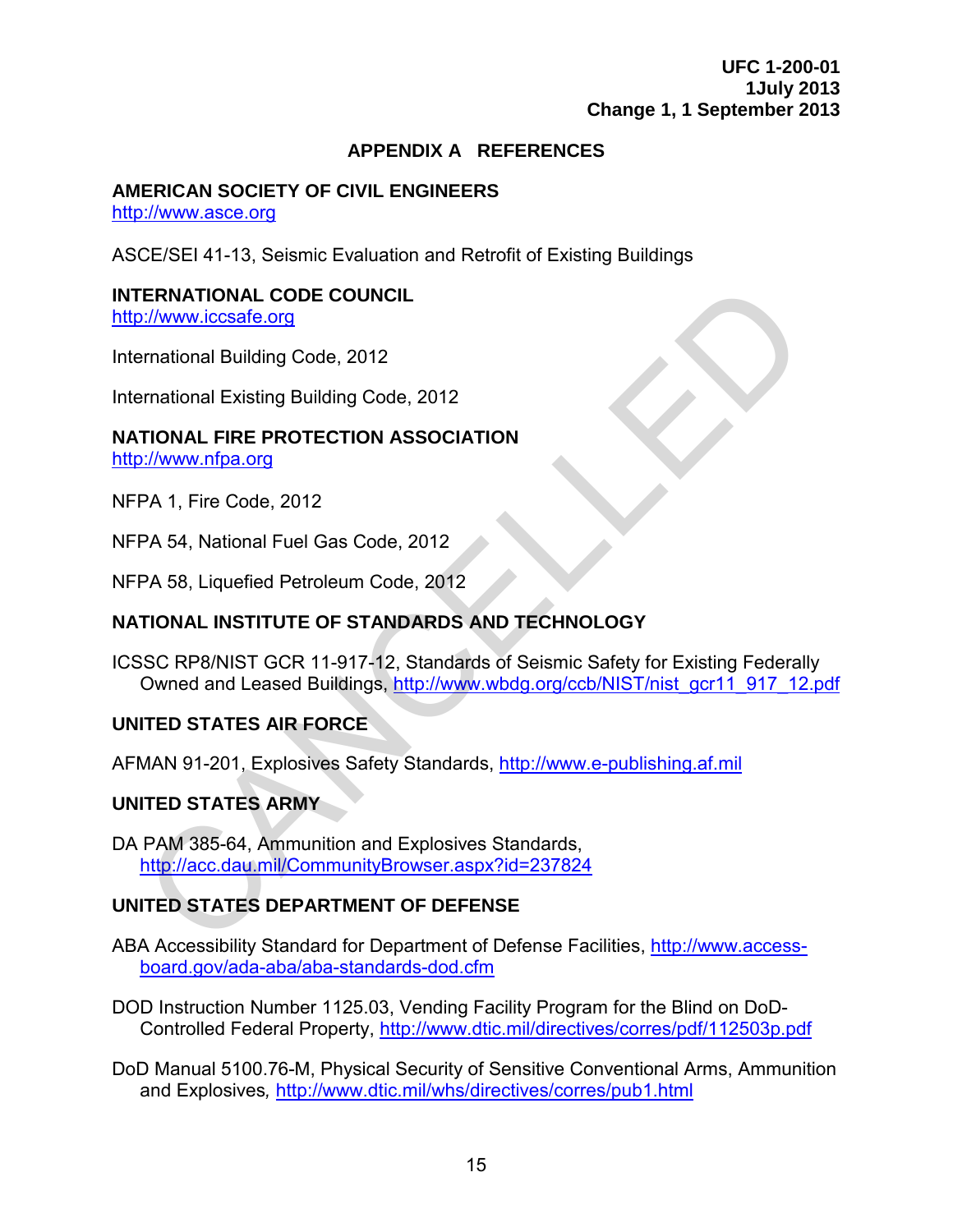# APPENDIX A REFERENCES

## AMERICAN SOCIETY OF CIVIL ENGINEERS

http://www.asce.org

ASCE/SEI 41-13, Seismic Evaluation and Retrofit of Existing Buildings

## INTERNATIONAL CODE COUNCIL

http://www.iccsafe.org

International Building Code, 2012

International Existing Building Code, 2012

## NATIONAL FIRE PROTECTION ASSOCIATION

http://www.nfpa.org

NFPA 1, Fire Code, 2012

NFPA 54, National Fuel Gas Code, 2012

NFPA 58, Liquefied Petroleum Code, 2012

## NATIONAL INSTITUTE OF STANDARDS AND TECHNOLOGY

ICSSC RP8/NIST GCR 11-917-12, Standards of Seismic Safety for Existing Federally Owned and Leased Buildings, http://www.wbdg.org/ccb/NIST/nist_gcr11_917_12.pdf

## UNITED STATES AIR FORCE

AFMAN 91-201, Explosives Safety Standards, http://www.e-publishing.af.mil

## UNITED STATES ARMY

DA PAM 385-64, Ammunition and Explosives Standards, http://acc.dau.mil/CommunityBrowser.aspx?id=237824

## UNITED STATES DEPARTMENT OF DEFENSE

ABA Accessibility Standard for Department of Defense Facilities, http://www.access-board.gov/ada-aba/aba-standards-dod.cfm

DOD Instruction Number 1125.03, Vending Facility Program for the Blind on DoD-Controlled Federal Property, http://www.dtic.mil/directives/corres/pdf/112503p.pdf

DoD Manual 5100.76-M, Physical Security of Sensitive Conventional Arms, Ammunition and Explosives, http://www.dtic.mil/whs/directives/corres/pub1.html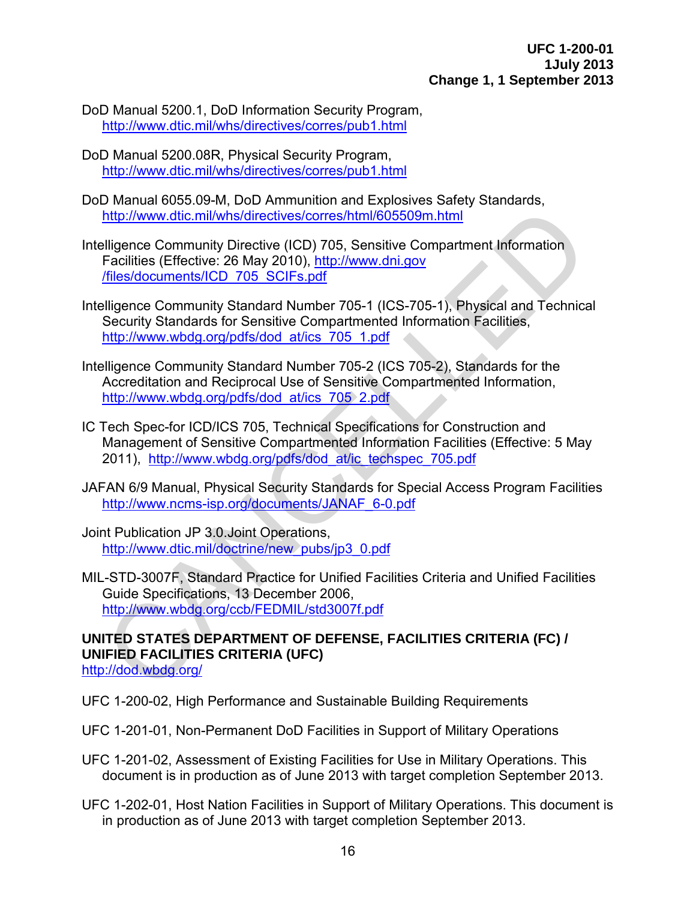DoD Manual 5200.1, DoD Information Security Program,
http://www.dtic.mil/whs/directives/corres/pub1.html

DoD Manual 5200.08R, Physical Security Program,
http://www.dtic.mil/whs/directives/corres/pub1.html

DoD Manual 6055.09-M, DoD Ammunition and Explosives Safety Standards,
http://www.dtic.mil/whs/directives/corres/html/605509m.html

Intelligence Community Directive (ICD) 705, Sensitive Compartment Information Facilities (Effective: 26 May 2010), http://www.dni.gov/files/documents/ICD_705_SCIFs.pdf

Intelligence Community Standard Number 705-1 (ICS-705-1), Physical and Technical Security Standards for Sensitive Compartmented Information Facilities,
http://www.wbdg.org/pdfs/dod_at/ics_705_1.pdf

Intelligence Community Standard Number 705-2 (ICS 705-2), Standards for the Accreditation and Reciprocal Use of Sensitive Compartmented Information,
http://www.wbdg.org/pdfs/dod_at/ics_705_2.pdf

IC Tech Spec-for ICD/ICS 705, Technical Specifications for Construction and Management of Sensitive Compartmented Information Facilities (Effective: 5 May 2011), http://www.wbdg.org/pdfs/dod_at/ic_techspec_705.pdf

JAFAN 6/9 Manual, Physical Security Standards for Special Access Program Facilities
http://www.ncms-isp.org/documents/JANAF_6-0.pdf

Joint Publication JP 3.0.Joint Operations,
http://www.dtic.mil/doctrine/new_pubs/jp3_0.pdf

MIL-STD-3007F, Standard Practice for Unified Facilities Criteria and Unified Facilities Guide Specifications, 13 December 2006,
http://www.wbdg.org/ccb/FEDMIL/std3007f.pdf

**UNITED STATES DEPARTMENT OF DEFENSE, FACILITIES CRITERIA (FC) / UNIFIED FACILITIES CRITERIA (UFC)**
http://dod.wbdg.org/

UFC 1-200-02, High Performance and Sustainable Building Requirements

UFC 1-201-01, Non-Permanent DoD Facilities in Support of Military Operations

UFC 1-201-02, Assessment of Existing Facilities for Use in Military Operations. This document is in production as of June 2013 with target completion September 2013.

UFC 1-202-01, Host Nation Facilities in Support of Military Operations. This document is in production as of June 2013 with target completion September 2013.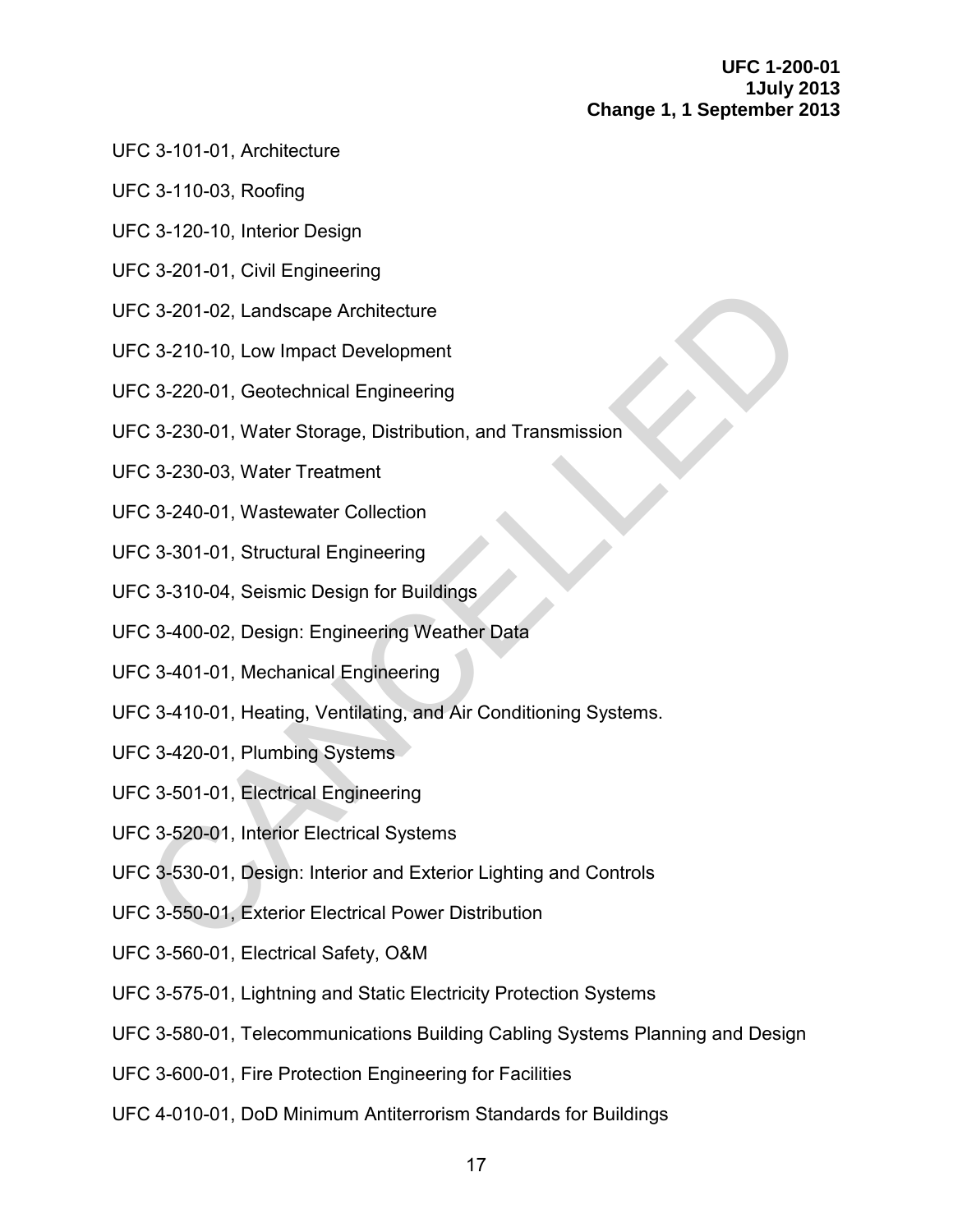UFC 3-101-01, Architecture

UFC 3-110-03, Roofing

UFC 3-120-10, Interior Design

UFC 3-201-01, Civil Engineering

UFC 3-201-02, Landscape Architecture

UFC 3-210-10, Low Impact Development

UFC 3-220-01, Geotechnical Engineering

UFC 3-230-01, Water Storage, Distribution, and Transmission

UFC 3-230-03, Water Treatment

UFC 3-240-01, Wastewater Collection

UFC 3-301-01, Structural Engineering

UFC 3-310-04, Seismic Design for Buildings

UFC 3-400-02, Design: Engineering Weather Data

UFC 3-401-01, Mechanical Engineering

UFC 3-410-01, Heating, Ventilating, and Air Conditioning Systems.

UFC 3-420-01, Plumbing Systems

UFC 3-501-01, Electrical Engineering

UFC 3-520-01, Interior Electrical Systems

UFC 3-530-01, Design: Interior and Exterior Lighting and Controls

UFC 3-550-01, Exterior Electrical Power Distribution

UFC 3-560-01, Electrical Safety, O&M

UFC 3-575-01, Lightning and Static Electricity Protection Systems

UFC 3-580-01, Telecommunications Building Cabling Systems Planning and Design

UFC 3-600-01, Fire Protection Engineering for Facilities

UFC 4-010-01, DoD Minimum Antiterrorism Standards for Buildings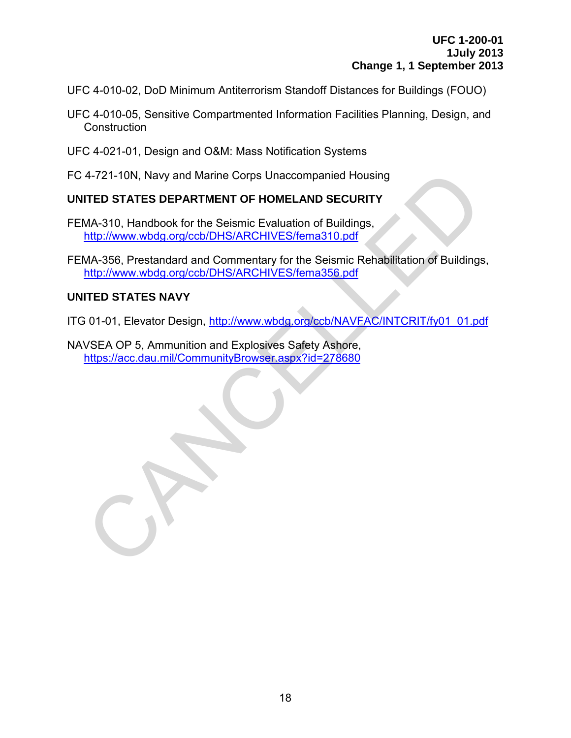UFC 4-010-02, DoD Minimum Antiterrorism Standoff Distances for Buildings (FOUO)

UFC 4-010-05, Sensitive Compartmented Information Facilities Planning, Design, and Construction

UFC 4-021-01, Design and O&M: Mass Notification Systems

FC 4-721-10N, Navy and Marine Corps Unaccompanied Housing

**UNITED STATES DEPARTMENT OF HOMELAND SECURITY**

FEMA-310, Handbook for the Seismic Evaluation of Buildings, http://www.wbdg.org/ccb/DHS/ARCHIVES/fema310.pdf

FEMA-356, Prestandard and Commentary for the Seismic Rehabilitation of Buildings, http://www.wbdg.org/ccb/DHS/ARCHIVES/fema356.pdf

**UNITED STATES NAVY**

ITG 01-01, Elevator Design, http://www.wbdg.org/ccb/NAVFAC/INTCRIT/fy01_01.pdf

NAVSEA OP 5, Ammunition and Explosives Safety Ashore, https://acc.dau.mil/CommunityBrowser.aspx?id=278680